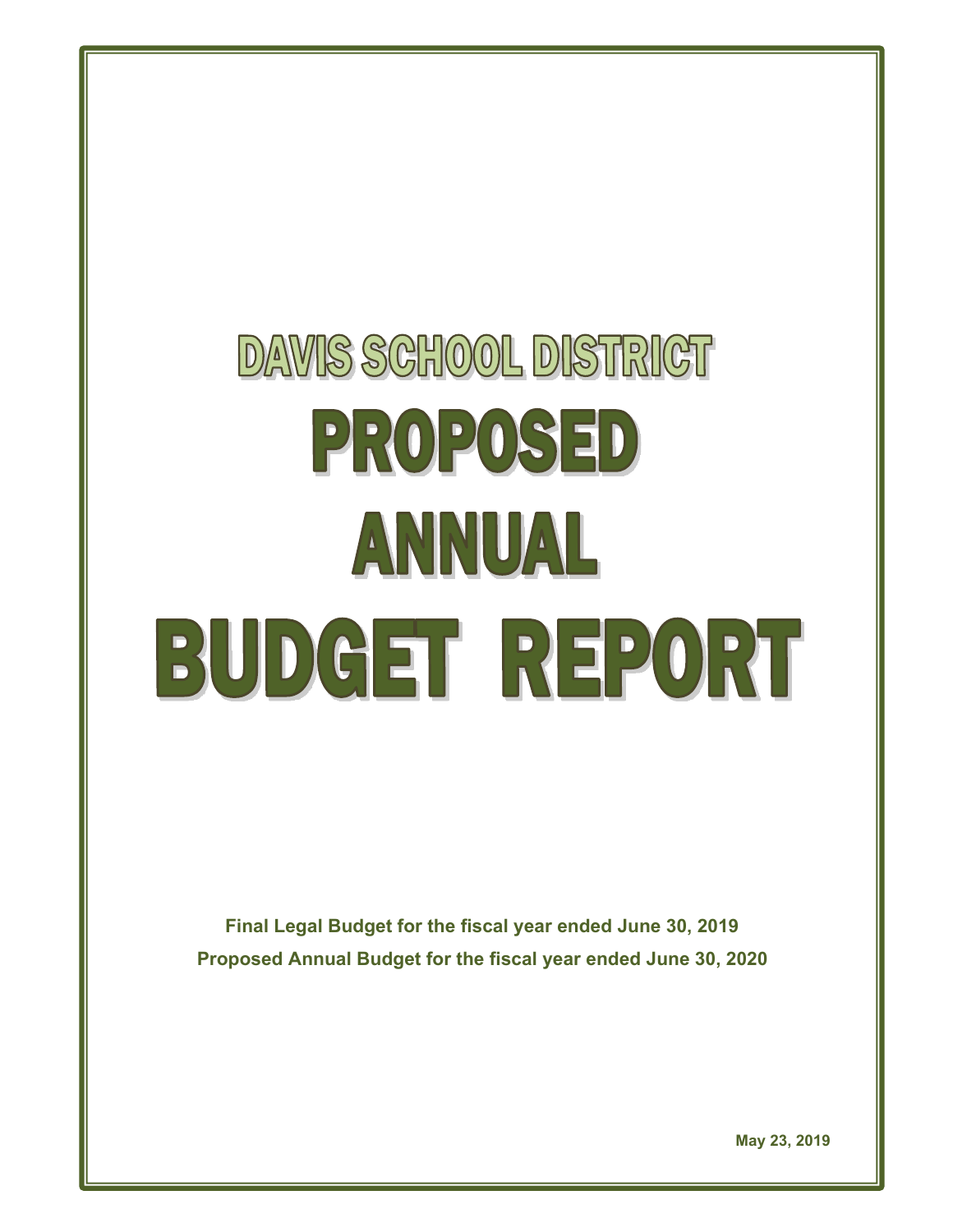# DAVIS SCHOOL DISTRICT

# PROPOSED ANNUAL BUDGET REPORT

**Final Legal Budget for the fiscal year ended June 30, 2019**

**Proposed Annual Budget for the fiscal year ended June 30, 2020**

**May 23, 2019**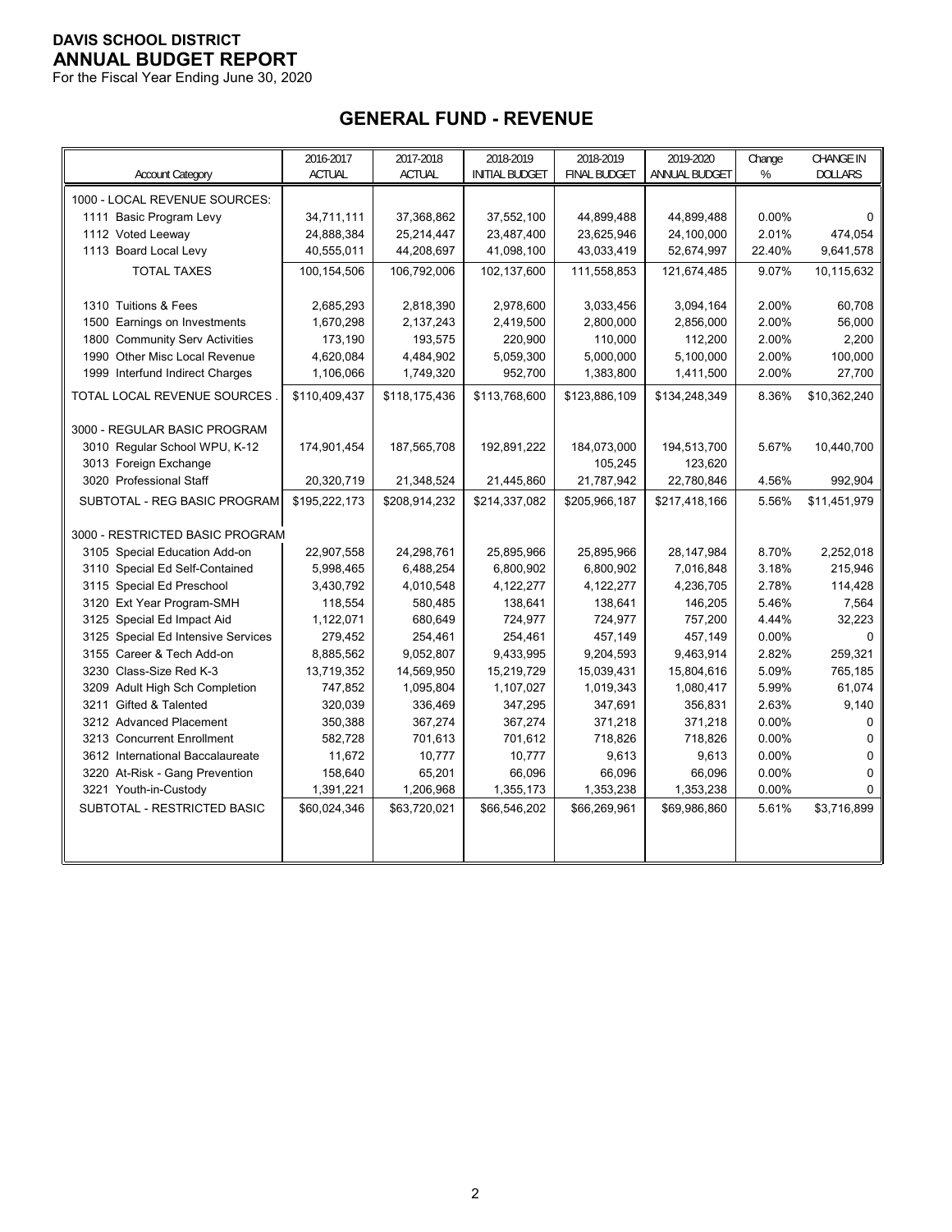**DAVIS SCHOOL DISTRICT**
**ANNUAL BUDGET REPORT**
For the Fiscal Year Ending June 30, 2020

## GENERAL FUND - REVENUE

| Account Category | 2016-2017 ACTUAL | 2017-2018 ACTUAL | 2018-2019 INITIAL BUDGET | 2018-2019 FINAL BUDGET | 2019-2020 ANNUAL BUDGET | Change % | CHANGE IN DOLLARS |
|---|---|---|---|---|---|---|---|
| 1000 - LOCAL REVENUE SOURCES: | | | | | | | |
| 1111 Basic Program Levy | 34,711,111 | 37,368,862 | 37,552,100 | 44,899,488 | 44,899,488 | 0.00% | 0 |
| 1112 Voted Leeway | 24,888,384 | 25,214,447 | 23,487,400 | 23,625,946 | 24,100,000 | 2.01% | 474,054 |
| 1113 Board Local Levy | 40,555,011 | 44,208,697 | 41,098,100 | 43,033,419 | 52,674,997 | 22.40% | 9,641,578 |
| TOTAL TAXES | 100,154,506 | 106,792,006 | 102,137,600 | 111,558,853 | 121,674,485 | 9.07% | 10,115,632 |
| 1310 Tuitions & Fees | 2,685,293 | 2,818,390 | 2,978,600 | 3,033,456 | 3,094,164 | 2.00% | 60,708 |
| 1500 Earnings on Investments | 1,670,298 | 2,137,243 | 2,419,500 | 2,800,000 | 2,856,000 | 2.00% | 56,000 |
| 1800 Community Serv Activities | 173,190 | 193,575 | 220,900 | 110,000 | 112,200 | 2.00% | 2,200 |
| 1990 Other Misc Local Revenue | 4,620,084 | 4,484,902 | 5,059,300 | 5,000,000 | 5,100,000 | 2.00% | 100,000 |
| 1999 Interfund Indirect Charges | 1,106,066 | 1,749,320 | 952,700 | 1,383,800 | 1,411,500 | 2.00% | 27,700 |
| TOTAL LOCAL REVENUE SOURCES . | $110,409,437 | $118,175,436 | $113,768,600 | $123,886,109 | $134,248,349 | 8.36% | $10,362,240 |
| 3000 - REGULAR BASIC PROGRAM | | | | | | | |
| 3010 Regular School WPU, K-12 | 174,901,454 | 187,565,708 | 192,891,222 | 184,073,000 | 194,513,700 | 5.67% | 10,440,700 |
| 3013 Foreign Exchange | | | | 105,245 | 123,620 | | |
| 3020 Professional Staff | 20,320,719 | 21,348,524 | 21,445,860 | 21,787,942 | 22,780,846 | 4.56% | 992,904 |
| SUBTOTAL - REG BASIC PROGRAM | $195,222,173 | $208,914,232 | $214,337,082 | $205,966,187 | $217,418,166 | 5.56% | $11,451,979 |
| 3000 - RESTRICTED BASIC PROGRAM | | | | | | | |
| 3105 Special Education Add-on | 22,907,558 | 24,298,761 | 25,895,966 | 25,895,966 | 28,147,984 | 8.70% | 2,252,018 |
| 3110 Special Ed Self-Contained | 5,998,465 | 6,488,254 | 6,800,902 | 6,800,902 | 7,016,848 | 3.18% | 215,946 |
| 3115 Special Ed Preschool | 3,430,792 | 4,010,548 | 4,122,277 | 4,122,277 | 4,236,705 | 2.78% | 114,428 |
| 3120 Ext Year Program-SMH | 118,554 | 580,485 | 138,641 | 138,641 | 146,205 | 5.46% | 7,564 |
| 3125 Special Ed Impact Aid | 1,122,071 | 680,649 | 724,977 | 724,977 | 757,200 | 4.44% | 32,223 |
| 3125 Special Ed Intensive Services | 279,452 | 254,461 | 254,461 | 457,149 | 457,149 | 0.00% | 0 |
| 3155 Career & Tech Add-on | 8,885,562 | 9,052,807 | 9,433,995 | 9,204,593 | 9,463,914 | 2.82% | 259,321 |
| 3230 Class-Size Red K-3 | 13,719,352 | 14,569,950 | 15,219,729 | 15,039,431 | 15,804,616 | 5.09% | 765,185 |
| 3209 Adult High Sch Completion | 747,852 | 1,095,804 | 1,107,027 | 1,019,343 | 1,080,417 | 5.99% | 61,074 |
| 3211 Gifted & Talented | 320,039 | 336,469 | 347,295 | 347,691 | 356,831 | 2.63% | 9,140 |
| 3212 Advanced Placement | 350,388 | 367,274 | 367,274 | 371,218 | 371,218 | 0.00% | 0 |
| 3213 Concurrent Enrollment | 582,728 | 701,613 | 701,612 | 718,826 | 718,826 | 0.00% | 0 |
| 3612 International Baccalaureate | 11,672 | 10,777 | 10,777 | 9,613 | 9,613 | 0.00% | 0 |
| 3220 At-Risk - Gang Prevention | 158,640 | 65,201 | 66,096 | 66,096 | 66,096 | 0.00% | 0 |
| 3221 Youth-in-Custody | 1,391,221 | 1,206,968 | 1,355,173 | 1,353,238 | 1,353,238 | 0.00% | 0 |
| SUBTOTAL - RESTRICTED BASIC | $60,024,346 | $63,720,021 | $66,546,202 | $66,269,961 | $69,986,860 | 5.61% | $3,716,899 |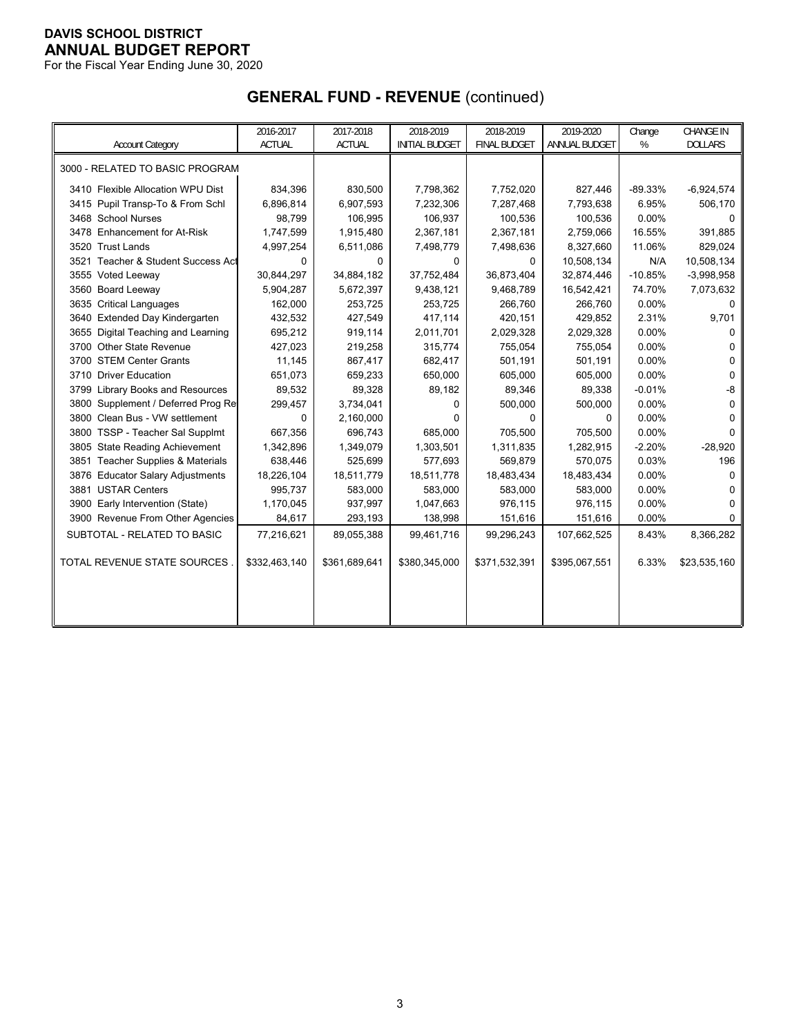**DAVIS SCHOOL DISTRICT**
**ANNUAL BUDGET REPORT**
For the Fiscal Year Ending June 30, 2020

## GENERAL FUND - REVENUE (continued)

| Account Category | 2016-2017 ACTUAL | 2017-2018 ACTUAL | 2018-2019 INITIAL BUDGET | 2018-2019 FINAL BUDGET | 2019-2020 ANNUAL BUDGET | Change % | CHANGE IN DOLLARS |
|---|---|---|---|---|---|---|---|
| 3000 - RELATED TO BASIC PROGRAM | | | | | | | |
| 3410 Flexible Allocation WPU Dist | 834,396 | 830,500 | 7,798,362 | 7,752,020 | 827,446 | -89.33% | -6,924,574 |
| 3415 Pupil Transp-To & From Schl | 6,896,814 | 6,907,593 | 7,232,306 | 7,287,468 | 7,793,638 | 6.95% | 506,170 |
| 3468 School Nurses | 98,799 | 106,995 | 106,937 | 100,536 | 100,536 | 0.00% | 0 |
| 3478 Enhancement for At-Risk | 1,747,599 | 1,915,480 | 2,367,181 | 2,367,181 | 2,759,066 | 16.55% | 391,885 |
| 3520 Trust Lands | 4,997,254 | 6,511,086 | 7,498,779 | 7,498,636 | 8,327,660 | 11.06% | 829,024 |
| 3521 Teacher & Student Success Act | 0 | 0 | 0 | 0 | 10,508,134 | N/A | 10,508,134 |
| 3555 Voted Leeway | 30,844,297 | 34,884,182 | 37,752,484 | 36,873,404 | 32,874,446 | -10.85% | -3,998,958 |
| 3560 Board Leeway | 5,904,287 | 5,672,397 | 9,438,121 | 9,468,789 | 16,542,421 | 74.70% | 7,073,632 |
| 3635 Critical Languages | 162,000 | 253,725 | 253,725 | 266,760 | 266,760 | 0.00% | 0 |
| 3640 Extended Day Kindergarten | 432,532 | 427,549 | 417,114 | 420,151 | 429,852 | 2.31% | 9,701 |
| 3655 Digital Teaching and Learning | 695,212 | 919,114 | 2,011,701 | 2,029,328 | 2,029,328 | 0.00% | 0 |
| 3700 Other State Revenue | 427,023 | 219,258 | 315,774 | 755,054 | 755,054 | 0.00% | 0 |
| 3700 STEM Center Grants | 11,145 | 867,417 | 682,417 | 501,191 | 501,191 | 0.00% | 0 |
| 3710 Driver Education | 651,073 | 659,233 | 650,000 | 605,000 | 605,000 | 0.00% | 0 |
| 3799 Library Books and Resources | 89,532 | 89,328 | 89,182 | 89,346 | 89,338 | -0.01% | -8 |
| 3800 Supplement / Deferred Prog Re | 299,457 | 3,734,041 | 0 | 500,000 | 500,000 | 0.00% | 0 |
| 3800 Clean Bus - VW settlement | 0 | 2,160,000 | 0 | 0 | 0 | 0.00% | 0 |
| 3800 TSSP - Teacher Sal Supplmt | 667,356 | 696,743 | 685,000 | 705,500 | 705,500 | 0.00% | 0 |
| 3805 State Reading Achievement | 1,342,896 | 1,349,079 | 1,303,501 | 1,311,835 | 1,282,915 | -2.20% | -28,920 |
| 3851 Teacher Supplies & Materials | 638,446 | 525,699 | 577,693 | 569,879 | 570,075 | 0.03% | 196 |
| 3876 Educator Salary Adjustments | 18,226,104 | 18,511,779 | 18,511,778 | 18,483,434 | 18,483,434 | 0.00% | 0 |
| 3881 USTAR Centers | 995,737 | 583,000 | 583,000 | 583,000 | 583,000 | 0.00% | 0 |
| 3900 Early Intervention (State) | 1,170,045 | 937,997 | 1,047,663 | 976,115 | 976,115 | 0.00% | 0 |
| 3900 Revenue From Other Agencies | 84,617 | 293,193 | 138,998 | 151,616 | 151,616 | 0.00% | 0 |
| SUBTOTAL - RELATED TO BASIC | 77,216,621 | 89,055,388 | 99,461,716 | 99,296,243 | 107,662,525 | 8.43% | 8,366,282 |
| TOTAL REVENUE STATE SOURCES . | $332,463,140 | $361,689,641 | $380,345,000 | $371,532,391 | $395,067,551 | 6.33% | $23,535,160 |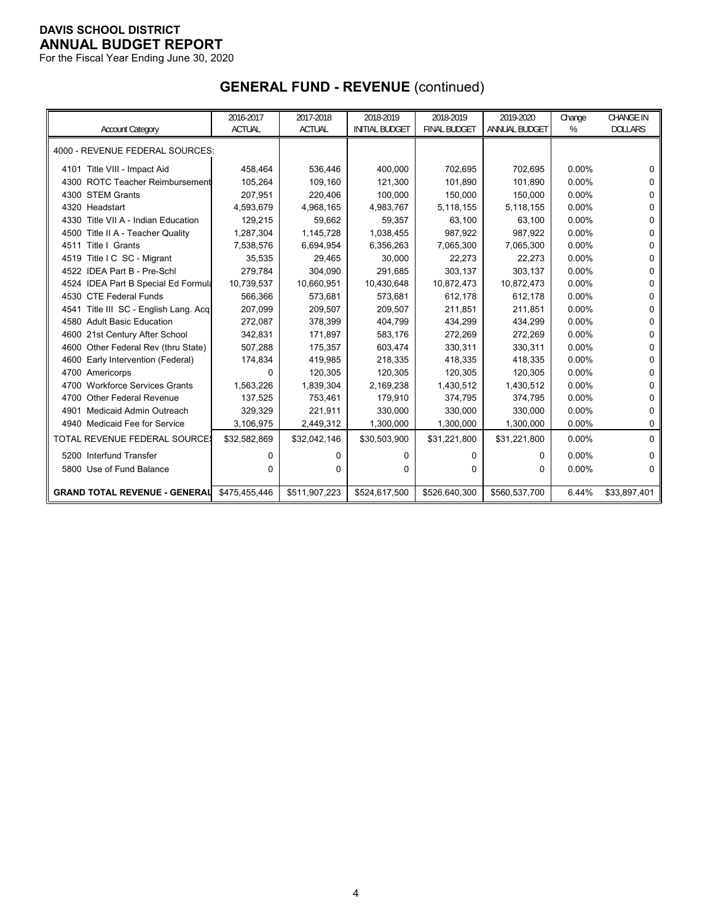**DAVIS SCHOOL DISTRICT**
**ANNUAL BUDGET REPORT**
For the Fiscal Year Ending June 30, 2020

## GENERAL FUND - REVENUE (continued)

| Account Category | 2016-2017 ACTUAL | 2017-2018 ACTUAL | 2018-2019 INITIAL BUDGET | 2018-2019 FINAL BUDGET | 2019-2020 ANNUAL BUDGET | Change % | CHANGE IN DOLLARS |
|---|---|---|---|---|---|---|---|
| 4000 - REVENUE FEDERAL SOURCES: | | | | | | | |
| 4101 Title VIII - Impact Aid | 458,464 | 536,446 | 400,000 | 702,695 | 702,695 | 0.00% | 0 |
| 4300 ROTC Teacher Reimbursement | 105,264 | 109,160 | 121,300 | 101,890 | 101,890 | 0.00% | 0 |
| 4300 STEM Grants | 207,951 | 220,406 | 100,000 | 150,000 | 150,000 | 0.00% | 0 |
| 4320 Headstart | 4,593,679 | 4,968,165 | 4,983,767 | 5,118,155 | 5,118,155 | 0.00% | 0 |
| 4330 Title VII A - Indian Education | 129,215 | 59,662 | 59,357 | 63,100 | 63,100 | 0.00% | 0 |
| 4500 Title II A - Teacher Quality | 1,287,304 | 1,145,728 | 1,038,455 | 987,922 | 987,922 | 0.00% | 0 |
| 4511 Title I Grants | 7,538,576 | 6,694,954 | 6,356,263 | 7,065,300 | 7,065,300 | 0.00% | 0 |
| 4519 Title I C SC - Migrant | 35,535 | 29,465 | 30,000 | 22,273 | 22,273 | 0.00% | 0 |
| 4522 IDEA Part B - Pre-Schl | 279,784 | 304,090 | 291,685 | 303,137 | 303,137 | 0.00% | 0 |
| 4524 IDEA Part B Special Ed Formula | 10,739,537 | 10,660,951 | 10,430,648 | 10,872,473 | 10,872,473 | 0.00% | 0 |
| 4530 CTE Federal Funds | 566,366 | 573,681 | 573,681 | 612,178 | 612,178 | 0.00% | 0 |
| 4541 Title III SC - English Lang. Acq | 207,099 | 209,507 | 209,507 | 211,851 | 211,851 | 0.00% | 0 |
| 4580 Adult Basic Education | 272,087 | 378,399 | 404,799 | 434,299 | 434,299 | 0.00% | 0 |
| 4600 21st Century After School | 342,831 | 171,897 | 583,176 | 272,269 | 272,269 | 0.00% | 0 |
| 4600 Other Federal Rev (thru State) | 507,288 | 175,357 | 603,474 | 330,311 | 330,311 | 0.00% | 0 |
| 4600 Early Intervention (Federal) | 174,834 | 419,985 | 218,335 | 418,335 | 418,335 | 0.00% | 0 |
| 4700 Americorps | 0 | 120,305 | 120,305 | 120,305 | 120,305 | 0.00% | 0 |
| 4700 Workforce Services Grants | 1,563,226 | 1,839,304 | 2,169,238 | 1,430,512 | 1,430,512 | 0.00% | 0 |
| 4700 Other Federal Revenue | 137,525 | 753,461 | 179,910 | 374,795 | 374,795 | 0.00% | 0 |
| 4901 Medicaid Admin Outreach | 329,329 | 221,911 | 330,000 | 330,000 | 330,000 | 0.00% | 0 |
| 4940 Medicaid Fee for Service | 3,106,975 | 2,449,312 | 1,300,000 | 1,300,000 | 1,300,000 | 0.00% | 0 |
| TOTAL REVENUE FEDERAL SOURCES | $32,582,869 | $32,042,146 | $30,503,900 | $31,221,800 | $31,221,800 | 0.00% | 0 |
| 5200 Interfund Transfer | 0 | 0 | 0 | 0 | 0 | 0.00% | 0 |
| 5800 Use of Fund Balance | 0 | 0 | 0 | 0 | 0 | 0.00% | 0 |
| **GRAND TOTAL REVENUE - GENERAL** | $475,455,446 | $511,907,223 | $524,617,500 | $526,640,300 | $560,537,700 | 6.44% | $33,897,401 |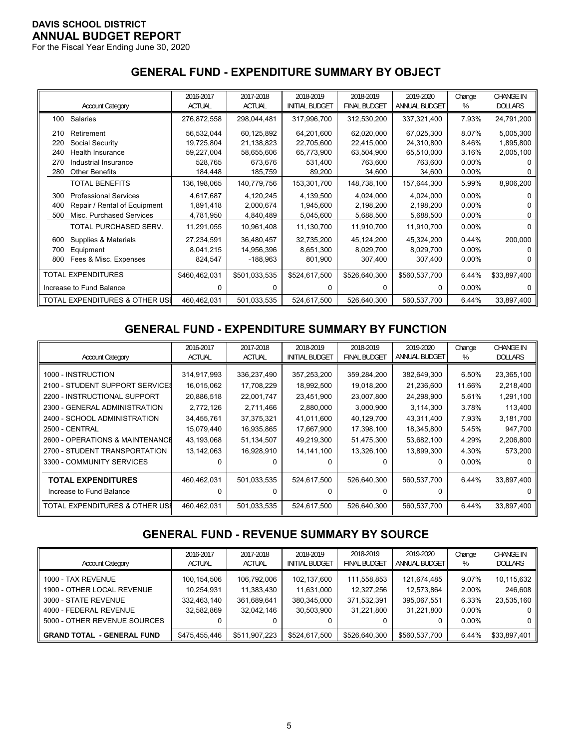**DAVIS SCHOOL DISTRICT**
**ANNUAL BUDGET REPORT**
For the Fiscal Year Ending June 30, 2020

## GENERAL FUND - EXPENDITURE SUMMARY BY OBJECT

| | Account Category | 2016-2017 ACTUAL | 2017-2018 ACTUAL | 2018-2019 INITIAL BUDGET | 2018-2019 FINAL BUDGET | 2019-2020 ANNUAL BUDGET | Change % | CHANGE IN DOLLARS |
|---|---|---|---|---|---|---|---|---|
| 100 | Salaries | 276,872,558 | 298,044,481 | 317,996,700 | 312,530,200 | 337,321,400 | 7.93% | 24,791,200 |
| 210 | Retirement | 56,532,044 | 60,125,892 | 64,201,600 | 62,020,000 | 67,025,300 | 8.07% | 5,005,300 |
| 220 | Social Security | 19,725,804 | 21,138,823 | 22,705,600 | 22,415,000 | 24,310,800 | 8.46% | 1,895,800 |
| 240 | Health Insurance | 59,227,004 | 58,655,606 | 65,773,900 | 63,504,900 | 65,510,000 | 3.16% | 2,005,100 |
| 270 | Industrial Insurance | 528,765 | 673,676 | 531,400 | 763,600 | 763,600 | 0.00% | 0 |
| 280 | Other Benefits | 184,448 | 185,759 | 89,200 | 34,600 | 34,600 | 0.00% | 0 |
| | TOTAL BENEFITS | 136,198,065 | 140,779,756 | 153,301,700 | 148,738,100 | 157,644,300 | 5.99% | 8,906,200 |
| 300 | Professional Services | 4,617,687 | 4,120,245 | 4,139,500 | 4,024,000 | 4,024,000 | 0.00% | 0 |
| 400 | Repair / Rental of Equipment | 1,891,418 | 2,000,674 | 1,945,600 | 2,198,200 | 2,198,200 | 0.00% | 0 |
| 500 | Misc. Purchased Services | 4,781,950 | 4,840,489 | 5,045,600 | 5,688,500 | 5,688,500 | 0.00% | 0 |
| | TOTAL PURCHASED SERV. | 11,291,055 | 10,961,408 | 11,130,700 | 11,910,700 | 11,910,700 | 0.00% | 0 |
| 600 | Supplies & Materials | 27,234,591 | 36,480,457 | 32,735,200 | 45,124,200 | 45,324,200 | 0.44% | 200,000 |
| 700 | Equipment | 8,041,215 | 14,956,396 | 8,651,300 | 8,029,700 | 8,029,700 | 0.00% | 0 |
| 800 | Fees & Misc. Expenses | 824,547 | -188,963 | 801,900 | 307,400 | 307,400 | 0.00% | 0 |
| | TOTAL EXPENDITURES | $460,462,031 | $501,033,535 | $524,617,500 | $526,640,300 | $560,537,700 | 6.44% | $33,897,400 |
| | Increase to Fund Balance | 0 | 0 | 0 | 0 | 0 | 0.00% | 0 |
| | TOTAL EXPENDITURES & OTHER USE | 460,462,031 | 501,033,535 | 524,617,500 | 526,640,300 | 560,537,700 | 6.44% | 33,897,400 |

## GENERAL FUND - EXPENDITURE SUMMARY BY FUNCTION

| Account Category | 2016-2017 ACTUAL | 2017-2018 ACTUAL | 2018-2019 INITIAL BUDGET | 2018-2019 FINAL BUDGET | 2019-2020 ANNUAL BUDGET | Change % | CHANGE IN DOLLARS |
|---|---|---|---|---|---|---|---|
| 1000 - INSTRUCTION | 314,917,993 | 336,237,490 | 357,253,200 | 359,284,200 | 382,649,300 | 6.50% | 23,365,100 |
| 2100 - STUDENT SUPPORT SERVICES | 16,015,062 | 17,708,229 | 18,992,500 | 19,018,200 | 21,236,600 | 11.66% | 2,218,400 |
| 2200 - INSTRUCTIONAL SUPPORT | 20,886,518 | 22,001,747 | 23,451,900 | 23,007,800 | 24,298,900 | 5.61% | 1,291,100 |
| 2300 - GENERAL ADMINISTRATION | 2,772,126 | 2,711,466 | 2,880,000 | 3,000,900 | 3,114,300 | 3.78% | 113,400 |
| 2400 - SCHOOL ADMINISTRATION | 34,455,761 | 37,375,321 | 41,011,600 | 40,129,700 | 43,311,400 | 7.93% | 3,181,700 |
| 2500 - CENTRAL | 15,079,440 | 16,935,865 | 17,667,900 | 17,398,100 | 18,345,800 | 5.45% | 947,700 |
| 2600 - OPERATIONS & MAINTENANCE | 43,193,068 | 51,134,507 | 49,219,300 | 51,475,300 | 53,682,100 | 4.29% | 2,206,800 |
| 2700 - STUDENT TRANSPORTATION | 13,142,063 | 16,928,910 | 14,141,100 | 13,326,100 | 13,899,300 | 4.30% | 573,200 |
| 3300 - COMMUNITY SERVICES | 0 | 0 | 0 | 0 | 0 | 0.00% | 0 |
| **TOTAL EXPENDITURES** | 460,462,031 | 501,033,535 | 524,617,500 | 526,640,300 | 560,537,700 | 6.44% | 33,897,400 |
| Increase to Fund Balance | 0 | 0 | 0 | 0 | 0 | | 0 |
| TOTAL EXPENDITURES & OTHER USE | 460,462,031 | 501,033,535 | 524,617,500 | 526,640,300 | 560,537,700 | 6.44% | 33,897,400 |

## GENERAL FUND - REVENUE SUMMARY BY SOURCE

| Account Category | 2016-2017 ACTUAL | 2017-2018 ACTUAL | 2018-2019 INITIAL BUDGET | 2018-2019 FINAL BUDGET | 2019-2020 ANNUAL BUDGET | Change % | CHANGE IN DOLLARS |
|---|---|---|---|---|---|---|---|
| 1000 - TAX REVENUE | 100,154,506 | 106,792,006 | 102,137,600 | 111,558,853 | 121,674,485 | 9.07% | 10,115,632 |
| 1900 - OTHER LOCAL REVENUE | 10,254,931 | 11,383,430 | 11,631,000 | 12,327,256 | 12,573,864 | 2.00% | 246,608 |
| 3000 - STATE REVENUE | 332,463,140 | 361,689,641 | 380,345,000 | 371,532,391 | 395,067,551 | 6.33% | 23,535,160 |
| 4000 - FEDERAL REVENUE | 32,582,869 | 32,042,146 | 30,503,900 | 31,221,800 | 31,221,800 | 0.00% | 0 |
| 5000 - OTHER REVENUE SOURCES | 0 | 0 | 0 | 0 | 0 | 0.00% | 0 |
| **GRAND TOTAL - GENERAL FUND** | $475,455,446 | $511,907,223 | $524,617,500 | $526,640,300 | $560,537,700 | 6.44% | $33,897,401 |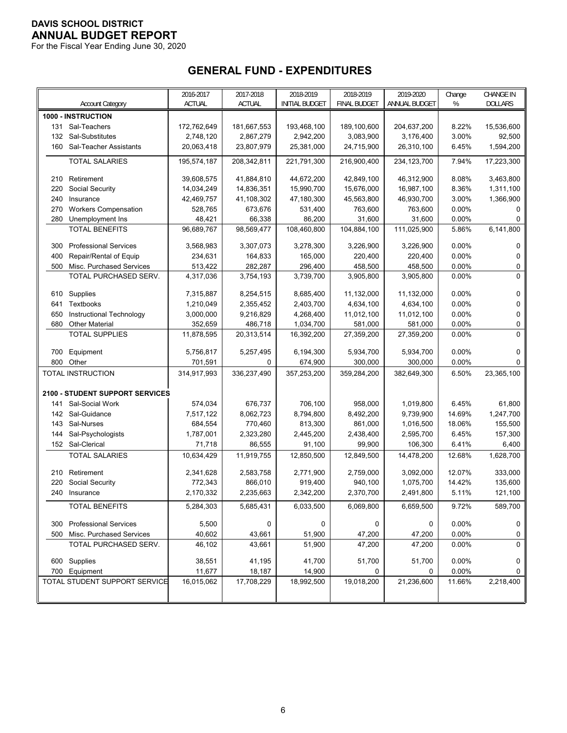**DAVIS SCHOOL DISTRICT**
## ANNUAL BUDGET REPORT
For the Fiscal Year Ending June 30, 2020

# GENERAL FUND - EXPENDITURES

| Account Category | 2016-2017 ACTUAL | 2017-2018 ACTUAL | 2018-2019 INITIAL BUDGET | 2018-2019 FINAL BUDGET | 2019-2020 ANNUAL BUDGET | Change % | CHANGE IN DOLLARS |
|---|---|---|---|---|---|---|---|
| **1000 - INSTRUCTION** | | | | | | | |
| 131 Sal-Teachers | 172,762,649 | 181,667,553 | 193,468,100 | 189,100,600 | 204,637,200 | 8.22% | 15,536,600 |
| 132 Sal-Substitutes | 2,748,120 | 2,867,279 | 2,942,200 | 3,083,900 | 3,176,400 | 3.00% | 92,500 |
| 160 Sal-Teacher Assistants | 20,063,418 | 23,807,979 | 25,381,000 | 24,715,900 | 26,310,100 | 6.45% | 1,594,200 |
| TOTAL SALARIES | 195,574,187 | 208,342,811 | 221,791,300 | 216,900,400 | 234,123,700 | 7.94% | 17,223,300 |
| 210 Retirement | 39,608,575 | 41,884,810 | 44,672,200 | 42,849,100 | 46,312,900 | 8.08% | 3,463,800 |
| 220 Social Security | 14,034,249 | 14,836,351 | 15,990,700 | 15,676,000 | 16,987,100 | 8.36% | 1,311,100 |
| 240 Insurance | 42,469,757 | 41,108,302 | 47,180,300 | 45,563,800 | 46,930,700 | 3.00% | 1,366,900 |
| 270 Workers Compensation | 528,765 | 673,676 | 531,400 | 763,600 | 763,600 | 0.00% | 0 |
| 280 Unemployment Ins | 48,421 | 66,338 | 86,200 | 31,600 | 31,600 | 0.00% | 0 |
| TOTAL BENEFITS | 96,689,767 | 98,569,477 | 108,460,800 | 104,884,100 | 111,025,900 | 5.86% | 6,141,800 |
| 300 Professional Services | 3,568,983 | 3,307,073 | 3,278,300 | 3,226,900 | 3,226,900 | 0.00% | 0 |
| 400 Repair/Rental of Equip | 234,631 | 164,833 | 165,000 | 220,400 | 220,400 | 0.00% | 0 |
| 500 Misc. Purchased Services | 513,422 | 282,287 | 296,400 | 458,500 | 458,500 | 0.00% | 0 |
| TOTAL PURCHASED SERV. | 4,317,036 | 3,754,193 | 3,739,700 | 3,905,800 | 3,905,800 | 0.00% | 0 |
| 610 Supplies | 7,315,887 | 8,254,515 | 8,685,400 | 11,132,000 | 11,132,000 | 0.00% | 0 |
| 641 Textbooks | 1,210,049 | 2,355,452 | 2,403,700 | 4,634,100 | 4,634,100 | 0.00% | 0 |
| 650 Instructional Technology | 3,000,000 | 9,216,829 | 4,268,400 | 11,012,100 | 11,012,100 | 0.00% | 0 |
| 680 Other Material | 352,659 | 486,718 | 1,034,700 | 581,000 | 581,000 | 0.00% | 0 |
| TOTAL SUPPLIES | 11,878,595 | 20,313,514 | 16,392,200 | 27,359,200 | 27,359,200 | 0.00% | 0 |
| 700 Equipment | 5,756,817 | 5,257,495 | 6,194,300 | 5,934,700 | 5,934,700 | 0.00% | 0 |
| 800 Other | 701,591 | 0 | 674,900 | 300,000 | 300,000 | 0.00% | 0 |
| TOTAL INSTRUCTION | 314,917,993 | 336,237,490 | 357,253,200 | 359,284,200 | 382,649,300 | 6.50% | 23,365,100 |
| **2100 - STUDENT SUPPORT SERVICES** | | | | | | | |
| 141 Sal-Social Work | 574,034 | 676,737 | 706,100 | 958,000 | 1,019,800 | 6.45% | 61,800 |
| 142 Sal-Guidance | 7,517,122 | 8,062,723 | 8,794,800 | 8,492,200 | 9,739,900 | 14.69% | 1,247,700 |
| 143 Sal-Nurses | 684,554 | 770,460 | 813,300 | 861,000 | 1,016,500 | 18.06% | 155,500 |
| 144 Sal-Psychologists | 1,787,001 | 2,323,280 | 2,445,200 | 2,438,400 | 2,595,700 | 6.45% | 157,300 |
| 152 Sal-Clerical | 71,718 | 86,555 | 91,100 | 99,900 | 106,300 | 6.41% | 6,400 |
| TOTAL SALARIES | 10,634,429 | 11,919,755 | 12,850,500 | 12,849,500 | 14,478,200 | 12.68% | 1,628,700 |
| 210 Retirement | 2,341,628 | 2,583,758 | 2,771,900 | 2,759,000 | 3,092,000 | 12.07% | 333,000 |
| 220 Social Security | 772,343 | 866,010 | 919,400 | 940,100 | 1,075,700 | 14.42% | 135,600 |
| 240 Insurance | 2,170,332 | 2,235,663 | 2,342,200 | 2,370,700 | 2,491,800 | 5.11% | 121,100 |
| TOTAL BENEFITS | 5,284,303 | 5,685,431 | 6,033,500 | 6,069,800 | 6,659,500 | 9.72% | 589,700 |
| 300 Professional Services | 5,500 | 0 | 0 | 0 | 0 | 0.00% | 0 |
| 500 Misc. Purchased Services | 40,602 | 43,661 | 51,900 | 47,200 | 47,200 | 0.00% | 0 |
| TOTAL PURCHASED SERV. | 46,102 | 43,661 | 51,900 | 47,200 | 47,200 | 0.00% | 0 |
| 600 Supplies | 38,551 | 41,195 | 41,700 | 51,700 | 51,700 | 0.00% | 0 |
| 700 Equipment | 11,677 | 18,187 | 14,900 | 0 | 0 | 0.00% | 0 |
| TOTAL STUDENT SUPPORT SERVICE | 16,015,062 | 17,708,229 | 18,992,500 | 19,018,200 | 21,236,600 | 11.66% | 2,218,400 |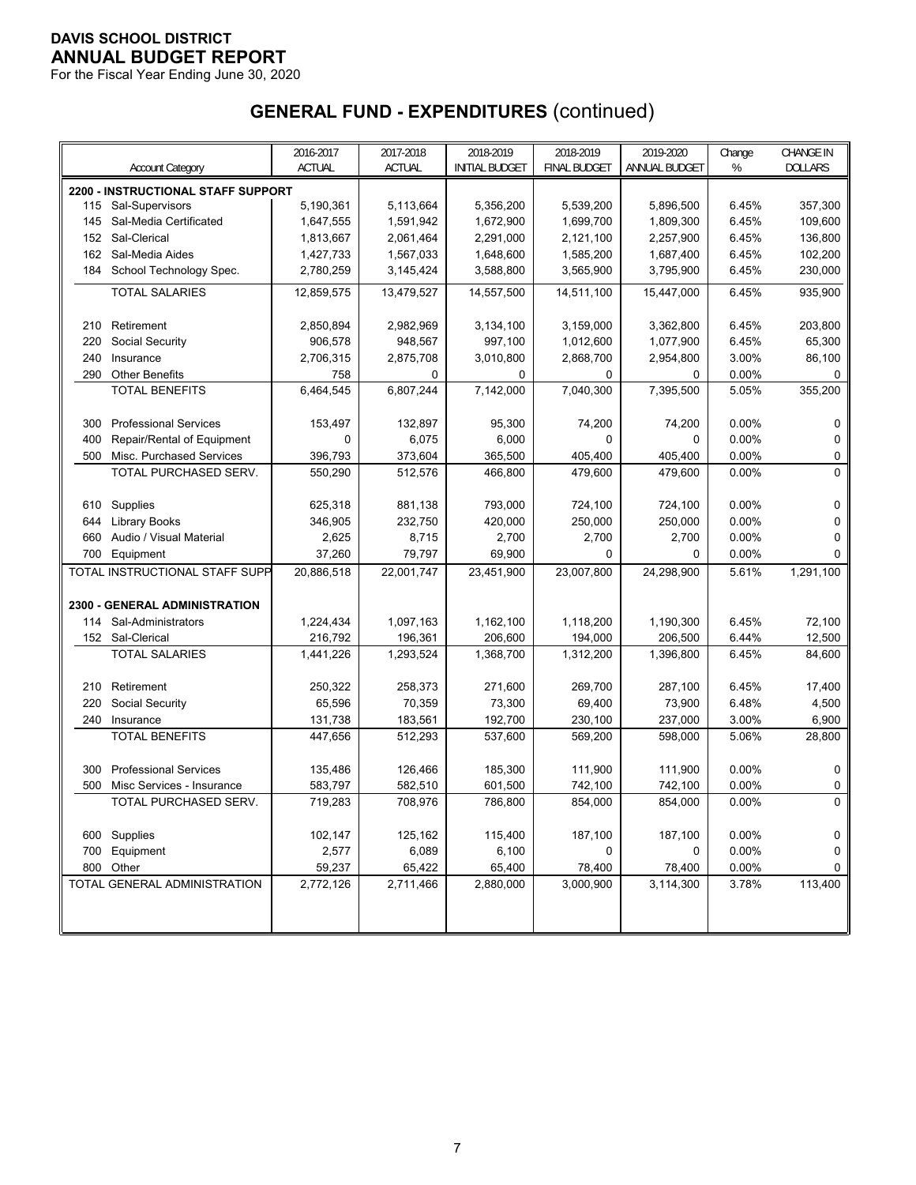**DAVIS SCHOOL DISTRICT**
**ANNUAL BUDGET REPORT**
For the Fiscal Year Ending June 30, 2020

## GENERAL FUND - EXPENDITURES (continued)

| Account Category | 2016-2017 ACTUAL | 2017-2018 ACTUAL | 2018-2019 INITIAL BUDGET | 2018-2019 FINAL BUDGET | 2019-2020 ANNUAL BUDGET | Change % | CHANGE IN DOLLARS |
|---|---|---|---|---|---|---|---|
| **2200 - INSTRUCTIONAL STAFF SUPPORT** | | | | | | | |
| 115 Sal-Supervisors | 5,190,361 | 5,113,664 | 5,356,200 | 5,539,200 | 5,896,500 | 6.45% | 357,300 |
| 145 Sal-Media Certificated | 1,647,555 | 1,591,942 | 1,672,900 | 1,699,700 | 1,809,300 | 6.45% | 109,600 |
| 152 Sal-Clerical | 1,813,667 | 2,061,464 | 2,291,000 | 2,121,100 | 2,257,900 | 6.45% | 136,800 |
| 162 Sal-Media Aides | 1,427,733 | 1,567,033 | 1,648,600 | 1,585,200 | 1,687,400 | 6.45% | 102,200 |
| 184 School Technology Spec. | 2,780,259 | 3,145,424 | 3,588,800 | 3,565,900 | 3,795,900 | 6.45% | 230,000 |
| TOTAL SALARIES | 12,859,575 | 13,479,527 | 14,557,500 | 14,511,100 | 15,447,000 | 6.45% | 935,900 |
| 210 Retirement | 2,850,894 | 2,982,969 | 3,134,100 | 3,159,000 | 3,362,800 | 6.45% | 203,800 |
| 220 Social Security | 906,578 | 948,567 | 997,100 | 1,012,600 | 1,077,900 | 6.45% | 65,300 |
| 240 Insurance | 2,706,315 | 2,875,708 | 3,010,800 | 2,868,700 | 2,954,800 | 3.00% | 86,100 |
| 290 Other Benefits | 758 | 0 | 0 | 0 | 0 | 0.00% | 0 |
| TOTAL BENEFITS | 6,464,545 | 6,807,244 | 7,142,000 | 7,040,300 | 7,395,500 | 5.05% | 355,200 |
| 300 Professional Services | 153,497 | 132,897 | 95,300 | 74,200 | 74,200 | 0.00% | 0 |
| 400 Repair/Rental of Equipment | 0 | 6,075 | 6,000 | 0 | 0 | 0.00% | 0 |
| 500 Misc. Purchased Services | 396,793 | 373,604 | 365,500 | 405,400 | 405,400 | 0.00% | 0 |
| TOTAL PURCHASED SERV. | 550,290 | 512,576 | 466,800 | 479,600 | 479,600 | 0.00% | 0 |
| 610 Supplies | 625,318 | 881,138 | 793,000 | 724,100 | 724,100 | 0.00% | 0 |
| 644 Library Books | 346,905 | 232,750 | 420,000 | 250,000 | 250,000 | 0.00% | 0 |
| 660 Audio / Visual Material | 2,625 | 8,715 | 2,700 | 2,700 | 2,700 | 0.00% | 0 |
| 700 Equipment | 37,260 | 79,797 | 69,900 | 0 | 0 | 0.00% | 0 |
| TOTAL INSTRUCTIONAL STAFF SUPP | 20,886,518 | 22,001,747 | 23,451,900 | 23,007,800 | 24,298,900 | 5.61% | 1,291,100 |
| **2300 - GENERAL ADMINISTRATION** | | | | | | | |
| 114 Sal-Administrators | 1,224,434 | 1,097,163 | 1,162,100 | 1,118,200 | 1,190,300 | 6.45% | 72,100 |
| 152 Sal-Clerical | 216,792 | 196,361 | 206,600 | 194,000 | 206,500 | 6.44% | 12,500 |
| TOTAL SALARIES | 1,441,226 | 1,293,524 | 1,368,700 | 1,312,200 | 1,396,800 | 6.45% | 84,600 |
| 210 Retirement | 250,322 | 258,373 | 271,600 | 269,700 | 287,100 | 6.45% | 17,400 |
| 220 Social Security | 65,596 | 70,359 | 73,300 | 69,400 | 73,900 | 6.48% | 4,500 |
| 240 Insurance | 131,738 | 183,561 | 192,700 | 230,100 | 237,000 | 3.00% | 6,900 |
| TOTAL BENEFITS | 447,656 | 512,293 | 537,600 | 569,200 | 598,000 | 5.06% | 28,800 |
| 300 Professional Services | 135,486 | 126,466 | 185,300 | 111,900 | 111,900 | 0.00% | 0 |
| 500 Misc Services - Insurance | 583,797 | 582,510 | 601,500 | 742,100 | 742,100 | 0.00% | 0 |
| TOTAL PURCHASED SERV. | 719,283 | 708,976 | 786,800 | 854,000 | 854,000 | 0.00% | 0 |
| 600 Supplies | 102,147 | 125,162 | 115,400 | 187,100 | 187,100 | 0.00% | 0 |
| 700 Equipment | 2,577 | 6,089 | 6,100 | 0 | 0 | 0.00% | 0 |
| 800 Other | 59,237 | 65,422 | 65,400 | 78,400 | 78,400 | 0.00% | 0 |
| TOTAL GENERAL ADMINISTRATION | 2,772,126 | 2,711,466 | 2,880,000 | 3,000,900 | 3,114,300 | 3.78% | 113,400 |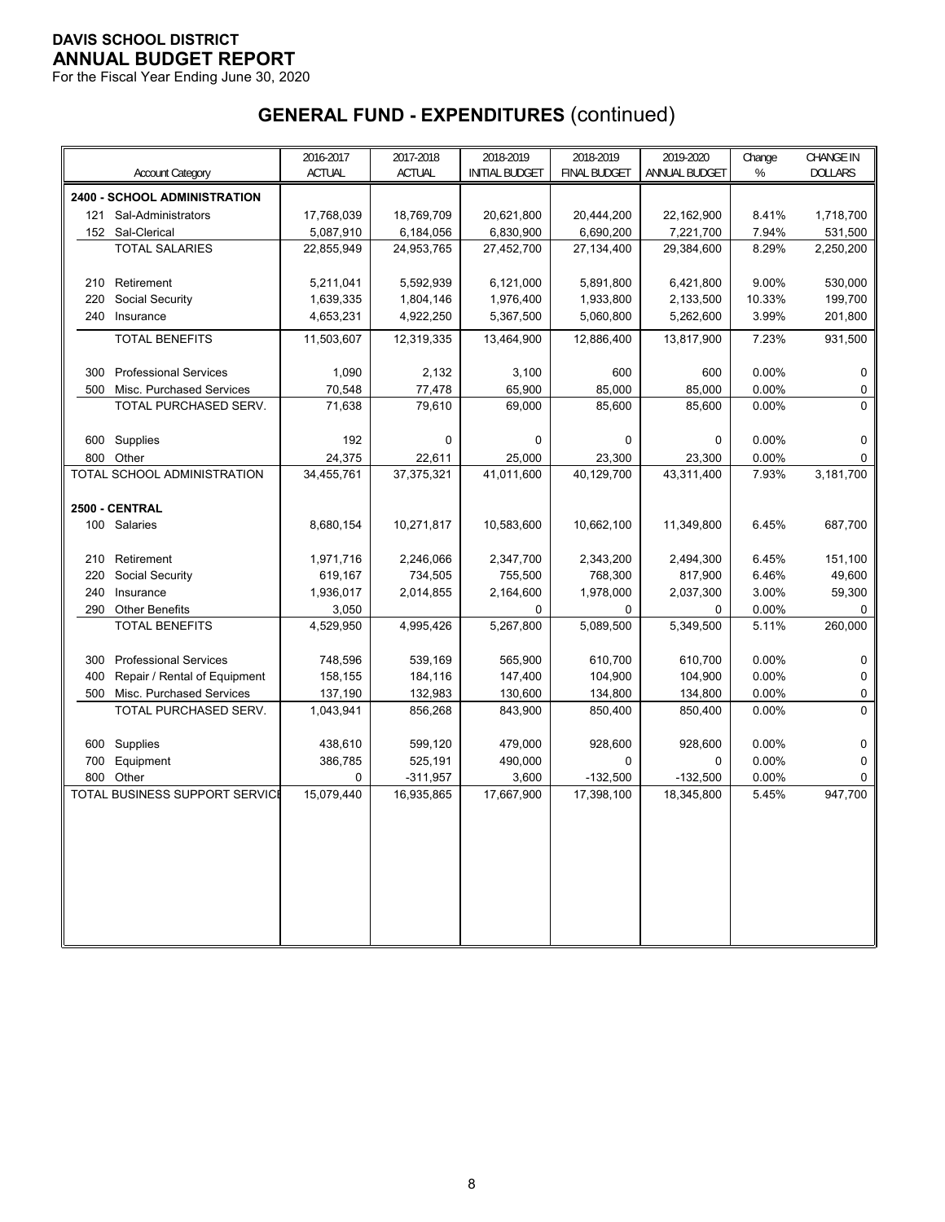**DAVIS SCHOOL DISTRICT**
**ANNUAL BUDGET REPORT**
For the Fiscal Year Ending June 30, 2020

## GENERAL FUND - EXPENDITURES (continued)

| Account Category | 2016-2017 ACTUAL | 2017-2018 ACTUAL | 2018-2019 INITIAL BUDGET | 2018-2019 FINAL BUDGET | 2019-2020 ANNUAL BUDGET | Change % | CHANGE IN DOLLARS |
|---|---|---|---|---|---|---|---|
| **2400 - SCHOOL ADMINISTRATION** | | | | | | | |
| 121 Sal-Administrators | 17,768,039 | 18,769,709 | 20,621,800 | 20,444,200 | 22,162,900 | 8.41% | 1,718,700 |
| 152 Sal-Clerical | 5,087,910 | 6,184,056 | 6,830,900 | 6,690,200 | 7,221,700 | 7.94% | 531,500 |
| TOTAL SALARIES | 22,855,949 | 24,953,765 | 27,452,700 | 27,134,400 | 29,384,600 | 8.29% | 2,250,200 |
| 210 Retirement | 5,211,041 | 5,592,939 | 6,121,000 | 5,891,800 | 6,421,800 | 9.00% | 530,000 |
| 220 Social Security | 1,639,335 | 1,804,146 | 1,976,400 | 1,933,800 | 2,133,500 | 10.33% | 199,700 |
| 240 Insurance | 4,653,231 | 4,922,250 | 5,367,500 | 5,060,800 | 5,262,600 | 3.99% | 201,800 |
| TOTAL BENEFITS | 11,503,607 | 12,319,335 | 13,464,900 | 12,886,400 | 13,817,900 | 7.23% | 931,500 |
| 300 Professional Services | 1,090 | 2,132 | 3,100 | 600 | 600 | 0.00% | 0 |
| 500 Misc. Purchased Services | 70,548 | 77,478 | 65,900 | 85,000 | 85,000 | 0.00% | 0 |
| TOTAL PURCHASED SERV. | 71,638 | 79,610 | 69,000 | 85,600 | 85,600 | 0.00% | 0 |
| 600 Supplies | 192 | 0 | 0 | 0 | 0 | 0.00% | 0 |
| 800 Other | 24,375 | 22,611 | 25,000 | 23,300 | 23,300 | 0.00% | 0 |
| TOTAL SCHOOL ADMINISTRATION | 34,455,761 | 37,375,321 | 41,011,600 | 40,129,700 | 43,311,400 | 7.93% | 3,181,700 |
| **2500 - CENTRAL** | | | | | | | |
| 100 Salaries | 8,680,154 | 10,271,817 | 10,583,600 | 10,662,100 | 11,349,800 | 6.45% | 687,700 |
| 210 Retirement | 1,971,716 | 2,246,066 | 2,347,700 | 2,343,200 | 2,494,300 | 6.45% | 151,100 |
| 220 Social Security | 619,167 | 734,505 | 755,500 | 768,300 | 817,900 | 6.46% | 49,600 |
| 240 Insurance | 1,936,017 | 2,014,855 | 2,164,600 | 1,978,000 | 2,037,300 | 3.00% | 59,300 |
| 290 Other Benefits | 3,050 | | 0 | 0 | 0 | 0.00% | 0 |
| TOTAL BENEFITS | 4,529,950 | 4,995,426 | 5,267,800 | 5,089,500 | 5,349,500 | 5.11% | 260,000 |
| 300 Professional Services | 748,596 | 539,169 | 565,900 | 610,700 | 610,700 | 0.00% | 0 |
| 400 Repair / Rental of Equipment | 158,155 | 184,116 | 147,400 | 104,900 | 104,900 | 0.00% | 0 |
| 500 Misc. Purchased Services | 137,190 | 132,983 | 130,600 | 134,800 | 134,800 | 0.00% | 0 |
| TOTAL PURCHASED SERV. | 1,043,941 | 856,268 | 843,900 | 850,400 | 850,400 | 0.00% | 0 |
| 600 Supplies | 438,610 | 599,120 | 479,000 | 928,600 | 928,600 | 0.00% | 0 |
| 700 Equipment | 386,785 | 525,191 | 490,000 | 0 | 0 | 0.00% | 0 |
| 800 Other | 0 | -311,957 | 3,600 | -132,500 | -132,500 | 0.00% | 0 |
| TOTAL BUSINESS SUPPORT SERVICE | 15,079,440 | 16,935,865 | 17,667,900 | 17,398,100 | 18,345,800 | 5.45% | 947,700 |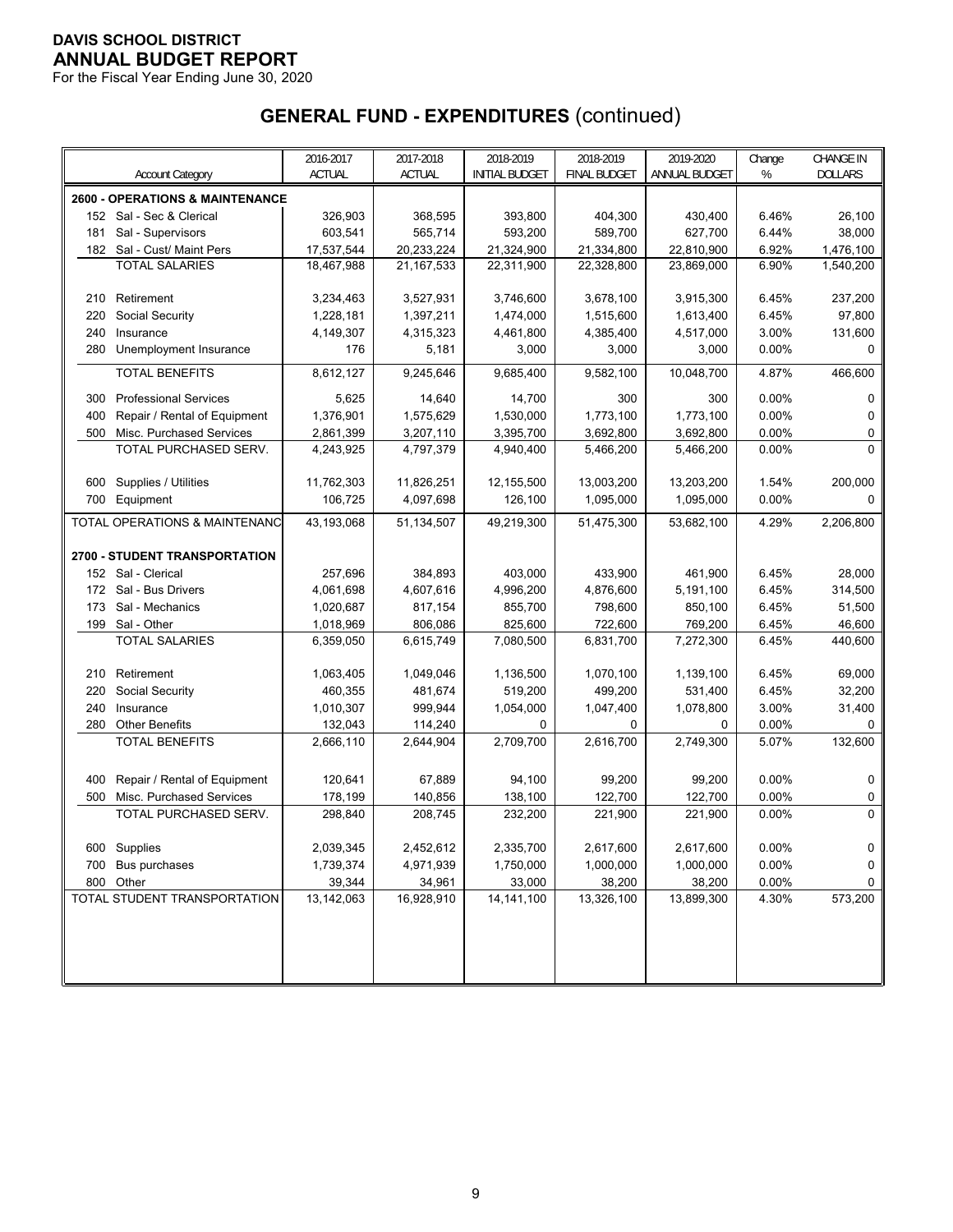**DAVIS SCHOOL DISTRICT**

**ANNUAL BUDGET REPORT**

For the Fiscal Year Ending June 30, 2020

# GENERAL FUND - EXPENDITURES (continued)

| Account Category | 2016-2017 ACTUAL | 2017-2018 ACTUAL | 2018-2019 INITIAL BUDGET | 2018-2019 FINAL BUDGET | 2019-2020 ANNUAL BUDGET | Change % | CHANGE IN DOLLARS |
|---|---|---|---|---|---|---|---|
| **2600 - OPERATIONS & MAINTENANCE** | | | | | | | |
| 152 Sal - Sec & Clerical | 326,903 | 368,595 | 393,800 | 404,300 | 430,400 | 6.46% | 26,100 |
| 181 Sal - Supervisors | 603,541 | 565,714 | 593,200 | 589,700 | 627,700 | 6.44% | 38,000 |
| 182 Sal - Cust/ Maint Pers | 17,537,544 | 20,233,224 | 21,324,900 | 21,334,800 | 22,810,900 | 6.92% | 1,476,100 |
| TOTAL SALARIES | 18,467,988 | 21,167,533 | 22,311,900 | 22,328,800 | 23,869,000 | 6.90% | 1,540,200 |
| 210 Retirement | 3,234,463 | 3,527,931 | 3,746,600 | 3,678,100 | 3,915,300 | 6.45% | 237,200 |
| 220 Social Security | 1,228,181 | 1,397,211 | 1,474,000 | 1,515,600 | 1,613,400 | 6.45% | 97,800 |
| 240 Insurance | 4,149,307 | 4,315,323 | 4,461,800 | 4,385,400 | 4,517,000 | 3.00% | 131,600 |
| 280 Unemployment Insurance | 176 | 5,181 | 3,000 | 3,000 | 3,000 | 0.00% | 0 |
| TOTAL BENEFITS | 8,612,127 | 9,245,646 | 9,685,400 | 9,582,100 | 10,048,700 | 4.87% | 466,600 |
| 300 Professional Services | 5,625 | 14,640 | 14,700 | 300 | 300 | 0.00% | 0 |
| 400 Repair / Rental of Equipment | 1,376,901 | 1,575,629 | 1,530,000 | 1,773,100 | 1,773,100 | 0.00% | 0 |
| 500 Misc. Purchased Services | 2,861,399 | 3,207,110 | 3,395,700 | 3,692,800 | 3,692,800 | 0.00% | 0 |
| TOTAL PURCHASED SERV. | 4,243,925 | 4,797,379 | 4,940,400 | 5,466,200 | 5,466,200 | 0.00% | 0 |
| 600 Supplies / Utilities | 11,762,303 | 11,826,251 | 12,155,500 | 13,003,200 | 13,203,200 | 1.54% | 200,000 |
| 700 Equipment | 106,725 | 4,097,698 | 126,100 | 1,095,000 | 1,095,000 | 0.00% | 0 |
| TOTAL OPERATIONS & MAINTENANC | 43,193,068 | 51,134,507 | 49,219,300 | 51,475,300 | 53,682,100 | 4.29% | 2,206,800 |
| **2700 - STUDENT TRANSPORTATION** | | | | | | | |
| 152 Sal - Clerical | 257,696 | 384,893 | 403,000 | 433,900 | 461,900 | 6.45% | 28,000 |
| 172 Sal - Bus Drivers | 4,061,698 | 4,607,616 | 4,996,200 | 4,876,600 | 5,191,100 | 6.45% | 314,500 |
| 173 Sal - Mechanics | 1,020,687 | 817,154 | 855,700 | 798,600 | 850,100 | 6.45% | 51,500 |
| 199 Sal - Other | 1,018,969 | 806,086 | 825,600 | 722,600 | 769,200 | 6.45% | 46,600 |
| TOTAL SALARIES | 6,359,050 | 6,615,749 | 7,080,500 | 6,831,700 | 7,272,300 | 6.45% | 440,600 |
| 210 Retirement | 1,063,405 | 1,049,046 | 1,136,500 | 1,070,100 | 1,139,100 | 6.45% | 69,000 |
| 220 Social Security | 460,355 | 481,674 | 519,200 | 499,200 | 531,400 | 6.45% | 32,200 |
| 240 Insurance | 1,010,307 | 999,944 | 1,054,000 | 1,047,400 | 1,078,800 | 3.00% | 31,400 |
| 280 Other Benefits | 132,043 | 114,240 | 0 | 0 | 0 | 0.00% | 0 |
| TOTAL BENEFITS | 2,666,110 | 2,644,904 | 2,709,700 | 2,616,700 | 2,749,300 | 5.07% | 132,600 |
| 400 Repair / Rental of Equipment | 120,641 | 67,889 | 94,100 | 99,200 | 99,200 | 0.00% | 0 |
| 500 Misc. Purchased Services | 178,199 | 140,856 | 138,100 | 122,700 | 122,700 | 0.00% | 0 |
| TOTAL PURCHASED SERV. | 298,840 | 208,745 | 232,200 | 221,900 | 221,900 | 0.00% | 0 |
| 600 Supplies | 2,039,345 | 2,452,612 | 2,335,700 | 2,617,600 | 2,617,600 | 0.00% | 0 |
| 700 Bus purchases | 1,739,374 | 4,971,939 | 1,750,000 | 1,000,000 | 1,000,000 | 0.00% | 0 |
| 800 Other | 39,344 | 34,961 | 33,000 | 38,200 | 38,200 | 0.00% | 0 |
| TOTAL STUDENT TRANSPORTATION | 13,142,063 | 16,928,910 | 14,141,100 | 13,326,100 | 13,899,300 | 4.30% | 573,200 |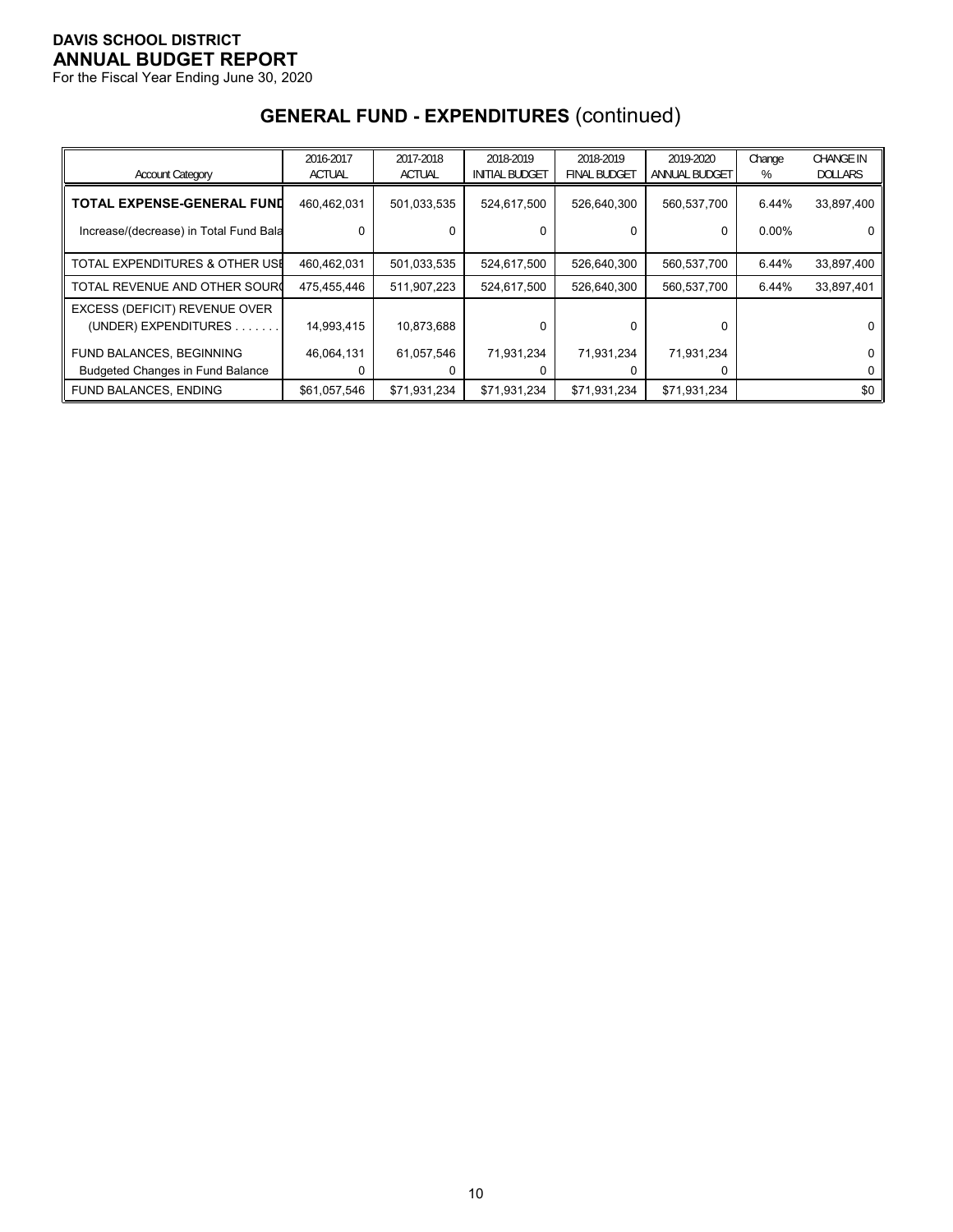**DAVIS SCHOOL DISTRICT**
**ANNUAL BUDGET REPORT**
For the Fiscal Year Ending June 30, 2020

## GENERAL FUND - EXPENDITURES (continued)

| Account Category | 2016-2017 ACTUAL | 2017-2018 ACTUAL | 2018-2019 INITIAL BUDGET | 2018-2019 FINAL BUDGET | 2019-2020 ANNUAL BUDGET | Change % | CHANGE IN DOLLARS |
|---|---|---|---|---|---|---|---|
| **TOTAL EXPENSE-GENERAL FUND** | 460,462,031 | 501,033,535 | 524,617,500 | 526,640,300 | 560,537,700 | 6.44% | 33,897,400 |
| Increase/(decrease) in Total Fund Bala | 0 | 0 | 0 | 0 | 0 | 0.00% | 0 |
| TOTAL EXPENDITURES & OTHER USE | 460,462,031 | 501,033,535 | 524,617,500 | 526,640,300 | 560,537,700 | 6.44% | 33,897,400 |
| TOTAL REVENUE AND OTHER SOURC | 475,455,446 | 511,907,223 | 524,617,500 | 526,640,300 | 560,537,700 | 6.44% | 33,897,401 |
| EXCESS (DEFICIT) REVENUE OVER (UNDER) EXPENDITURES . . . . . . . | 14,993,415 | 10,873,688 | 0 | 0 | 0 | | 0 |
| FUND BALANCES, BEGINNING | 46,064,131 | 61,057,546 | 71,931,234 | 71,931,234 | 71,931,234 | | 0 |
| Budgeted Changes in Fund Balance | 0 | 0 | 0 | 0 | 0 | | 0 |
| FUND BALANCES, ENDING | $61,057,546 | $71,931,234 | $71,931,234 | $71,931,234 | $71,931,234 | | $0 |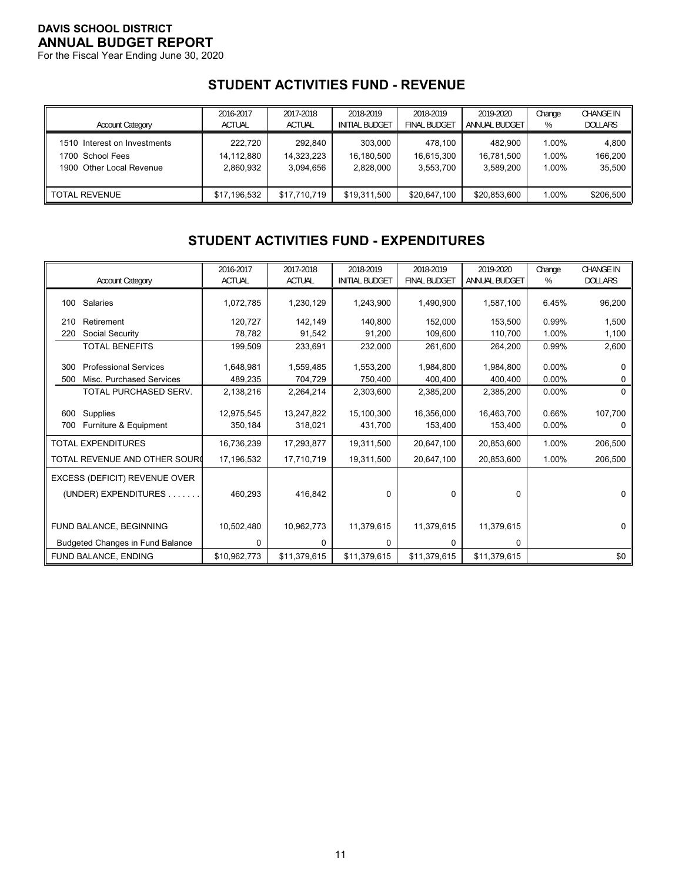**DAVIS SCHOOL DISTRICT**
**ANNUAL BUDGET REPORT**
For the Fiscal Year Ending June 30, 2020

## STUDENT ACTIVITIES FUND - REVENUE

| Account Category | 2016-2017 ACTUAL | 2017-2018 ACTUAL | 2018-2019 INITIAL BUDGET | 2018-2019 FINAL BUDGET | 2019-2020 ANNUAL BUDGET | Change % | CHANGE IN DOLLARS |
|---|---|---|---|---|---|---|---|
| 1510 Interest on Investments | 222,720 | 292,840 | 303,000 | 478,100 | 482,900 | 1.00% | 4,800 |
| 1700 School Fees | 14,112,880 | 14,323,223 | 16,180,500 | 16,615,300 | 16,781,500 | 1.00% | 166,200 |
| 1900 Other Local Revenue | 2,860,932 | 3,094,656 | 2,828,000 | 3,553,700 | 3,589,200 | 1.00% | 35,500 |
| TOTAL REVENUE | $17,196,532 | $17,710,719 | $19,311,500 | $20,647,100 | $20,853,600 | 1.00% | $206,500 |

## STUDENT ACTIVITIES FUND - EXPENDITURES

| Account Category | 2016-2017 ACTUAL | 2017-2018 ACTUAL | 2018-2019 INITIAL BUDGET | 2018-2019 FINAL BUDGET | 2019-2020 ANNUAL BUDGET | Change % | CHANGE IN DOLLARS |
|---|---|---|---|---|---|---|---|
| 100 Salaries | 1,072,785 | 1,230,129 | 1,243,900 | 1,490,900 | 1,587,100 | 6.45% | 96,200 |
| 210 Retirement | 120,727 | 142,149 | 140,800 | 152,000 | 153,500 | 0.99% | 1,500 |
| 220 Social Security | 78,782 | 91,542 | 91,200 | 109,600 | 110,700 | 1.00% | 1,100 |
| TOTAL BENEFITS | 199,509 | 233,691 | 232,000 | 261,600 | 264,200 | 0.99% | 2,600 |
| 300 Professional Services | 1,648,981 | 1,559,485 | 1,553,200 | 1,984,800 | 1,984,800 | 0.00% | 0 |
| 500 Misc. Purchased Services | 489,235 | 704,729 | 750,400 | 400,400 | 400,400 | 0.00% | 0 |
| TOTAL PURCHASED SERV. | 2,138,216 | 2,264,214 | 2,303,600 | 2,385,200 | 2,385,200 | 0.00% | 0 |
| 600 Supplies | 12,975,545 | 13,247,822 | 15,100,300 | 16,356,000 | 16,463,700 | 0.66% | 107,700 |
| 700 Furniture & Equipment | 350,184 | 318,021 | 431,700 | 153,400 | 153,400 | 0.00% | 0 |
| TOTAL EXPENDITURES | 16,736,239 | 17,293,877 | 19,311,500 | 20,647,100 | 20,853,600 | 1.00% | 206,500 |
| TOTAL REVENUE AND OTHER SOURC | 17,196,532 | 17,710,719 | 19,311,500 | 20,647,100 | 20,853,600 | 1.00% | 206,500 |
| EXCESS (DEFICIT) REVENUE OVER (UNDER) EXPENDITURES . . . . . . . | 460,293 | 416,842 | 0 | 0 | 0 | | 0 |
| FUND BALANCE, BEGINNING | 10,502,480 | 10,962,773 | 11,379,615 | 11,379,615 | 11,379,615 | | 0 |
| Budgeted Changes in Fund Balance | 0 | 0 | 0 | 0 | 0 | | |
| FUND BALANCE, ENDING | $10,962,773 | $11,379,615 | $11,379,615 | $11,379,615 | $11,379,615 | | $0 |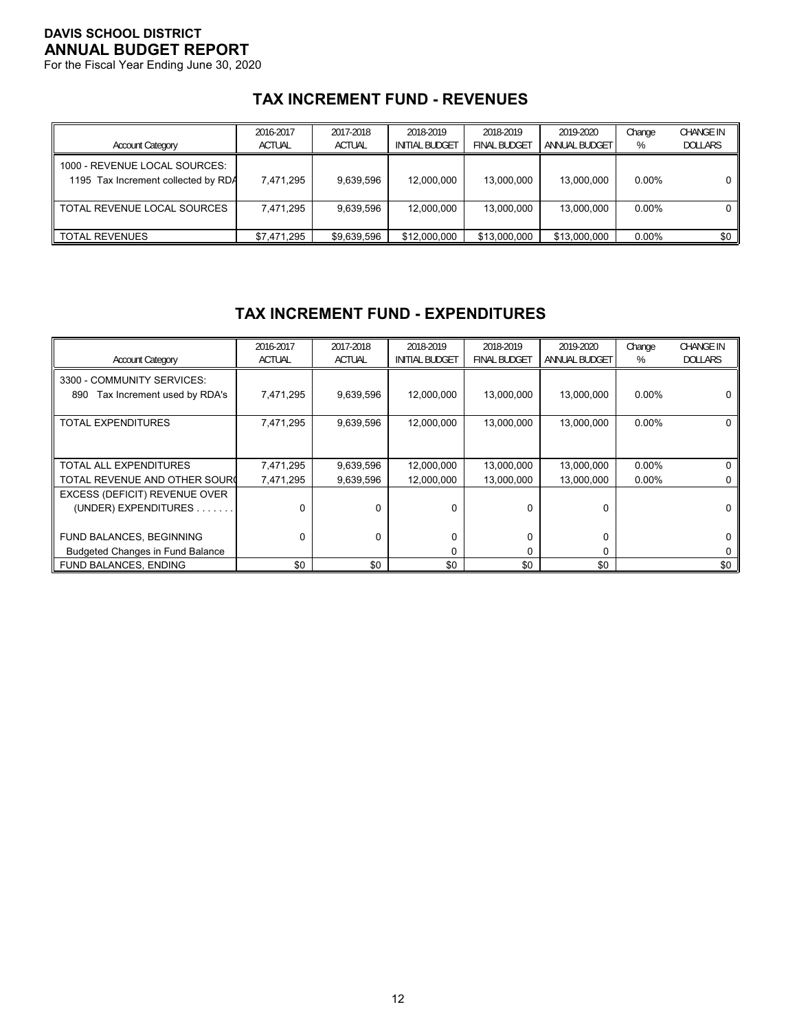**DAVIS SCHOOL DISTRICT**
**ANNUAL BUDGET REPORT**
For the Fiscal Year Ending June 30, 2020

## TAX INCREMENT FUND - REVENUES

| Account Category | 2016-2017 ACTUAL | 2017-2018 ACTUAL | 2018-2019 INITIAL BUDGET | 2018-2019 FINAL BUDGET | 2019-2020 ANNUAL BUDGET | Change % | CHANGE IN DOLLARS |
|---|---|---|---|---|---|---|---|
| 1000 - REVENUE LOCAL SOURCES: | | | | | | | |
| 1195 Tax Increment collected by RDA | 7,471,295 | 9,639,596 | 12,000,000 | 13,000,000 | 13,000,000 | 0.00% | 0 |
| TOTAL REVENUE LOCAL SOURCES | 7,471,295 | 9,639,596 | 12,000,000 | 13,000,000 | 13,000,000 | 0.00% | 0 |
| TOTAL REVENUES | $7,471,295 | $9,639,596 | $12,000,000 | $13,000,000 | $13,000,000 | 0.00% | $0 |

## TAX INCREMENT FUND - EXPENDITURES

| Account Category | 2016-2017 ACTUAL | 2017-2018 ACTUAL | 2018-2019 INITIAL BUDGET | 2018-2019 FINAL BUDGET | 2019-2020 ANNUAL BUDGET | Change % | CHANGE IN DOLLARS |
|---|---|---|---|---|---|---|---|
| 3300 - COMMUNITY SERVICES: | | | | | | | |
| 890 Tax Increment used by RDA's | 7,471,295 | 9,639,596 | 12,000,000 | 13,000,000 | 13,000,000 | 0.00% | 0 |
| TOTAL EXPENDITURES | 7,471,295 | 9,639,596 | 12,000,000 | 13,000,000 | 13,000,000 | 0.00% | 0 |
| TOTAL ALL EXPENDITURES | 7,471,295 | 9,639,596 | 12,000,000 | 13,000,000 | 13,000,000 | 0.00% | 0 |
| TOTAL REVENUE AND OTHER SOURC | 7,471,295 | 9,639,596 | 12,000,000 | 13,000,000 | 13,000,000 | 0.00% | 0 |
| EXCESS (DEFICIT) REVENUE OVER (UNDER) EXPENDITURES . . . . . . . | 0 | 0 | 0 | 0 | 0 | | 0 |
| FUND BALANCES, BEGINNING | 0 | 0 | 0 | 0 | 0 | | 0 |
| Budgeted Changes in Fund Balance | | | 0 | 0 | 0 | | 0 |
| FUND BALANCES, ENDING | $0 | $0 | $0 | $0 | $0 | | $0 |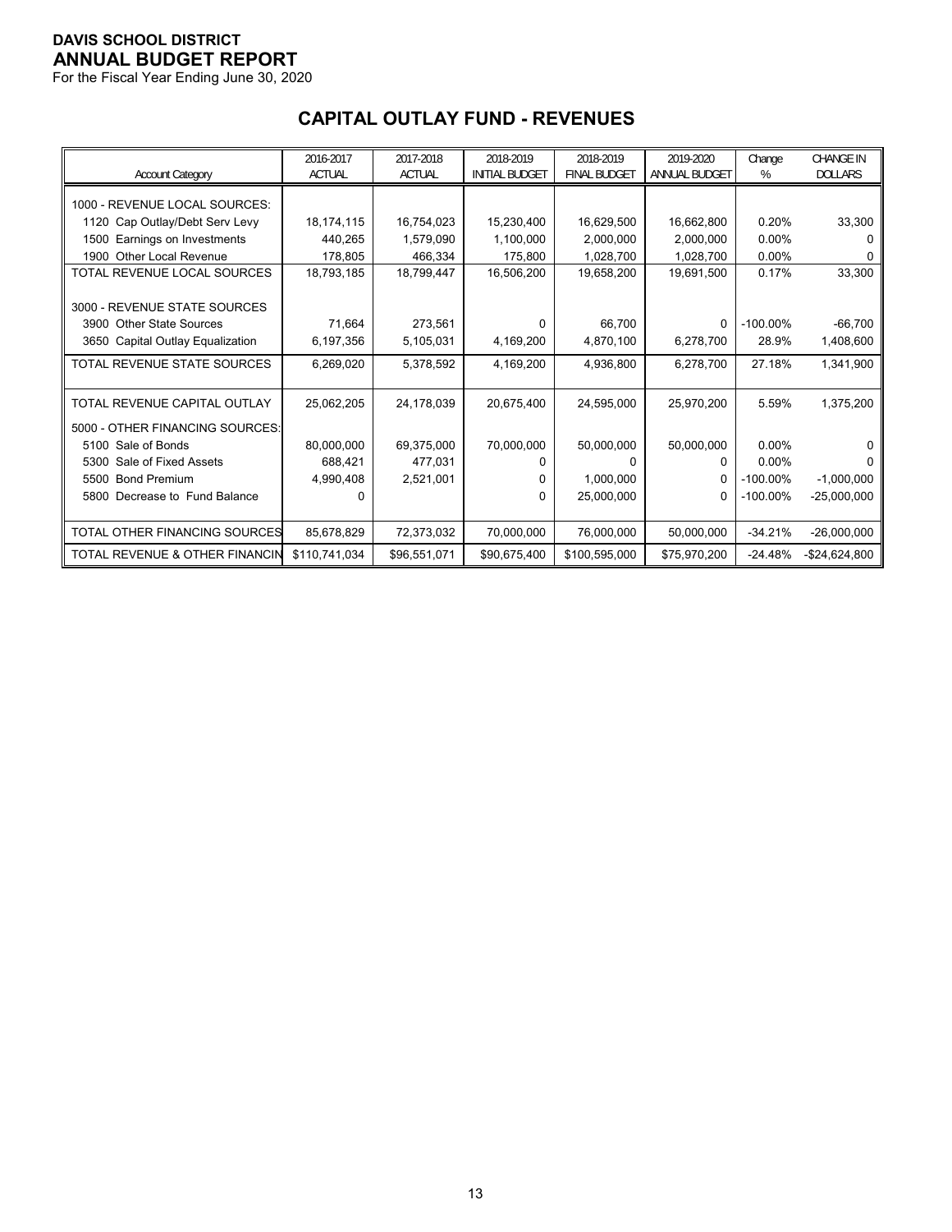**DAVIS SCHOOL DISTRICT**
**ANNUAL BUDGET REPORT**
For the Fiscal Year Ending June 30, 2020

## CAPITAL OUTLAY FUND - REVENUES

| Account Category | 2016-2017 ACTUAL | 2017-2018 ACTUAL | 2018-2019 INITIAL BUDGET | 2018-2019 FINAL BUDGET | 2019-2020 ANNUAL BUDGET | Change % | CHANGE IN DOLLARS |
|---|---|---|---|---|---|---|---|
| 1000 - REVENUE LOCAL SOURCES: | | | | | | | |
| 1120 Cap Outlay/Debt Serv Levy | 18,174,115 | 16,754,023 | 15,230,400 | 16,629,500 | 16,662,800 | 0.20% | 33,300 |
| 1500 Earnings on Investments | 440,265 | 1,579,090 | 1,100,000 | 2,000,000 | 2,000,000 | 0.00% | 0 |
| 1900 Other Local Revenue | 178,805 | 466,334 | 175,800 | 1,028,700 | 1,028,700 | 0.00% | 0 |
| TOTAL REVENUE LOCAL SOURCES | 18,793,185 | 18,799,447 | 16,506,200 | 19,658,200 | 19,691,500 | 0.17% | 33,300 |
| 3000 - REVENUE STATE SOURCES | | | | | | | |
| 3900 Other State Sources | 71,664 | 273,561 | 0 | 66,700 | 0 | -100.00% | -66,700 |
| 3650 Capital Outlay Equalization | 6,197,356 | 5,105,031 | 4,169,200 | 4,870,100 | 6,278,700 | 28.9% | 1,408,600 |
| TOTAL REVENUE STATE SOURCES | 6,269,020 | 5,378,592 | 4,169,200 | 4,936,800 | 6,278,700 | 27.18% | 1,341,900 |
| TOTAL REVENUE CAPITAL OUTLAY | 25,062,205 | 24,178,039 | 20,675,400 | 24,595,000 | 25,970,200 | 5.59% | 1,375,200 |
| 5000 - OTHER FINANCING SOURCES: | | | | | | | |
| 5100 Sale of Bonds | 80,000,000 | 69,375,000 | 70,000,000 | 50,000,000 | 50,000,000 | 0.00% | 0 |
| 5300 Sale of Fixed Assets | 688,421 | 477,031 | 0 | 0 | 0 | 0.00% | 0 |
| 5500 Bond Premium | 4,990,408 | 2,521,001 | 0 | 1,000,000 | 0 | -100.00% | -1,000,000 |
| 5800 Decrease to Fund Balance | 0 | | 0 | 25,000,000 | 0 | -100.00% | -25,000,000 |
| TOTAL OTHER FINANCING SOURCES | 85,678,829 | 72,373,032 | 70,000,000 | 76,000,000 | 50,000,000 | -34.21% | -26,000,000 |
| TOTAL REVENUE & OTHER FINANCIN | $110,741,034 | $96,551,071 | $90,675,400 | $100,595,000 | $75,970,200 | -24.48% | -$24,624,800 |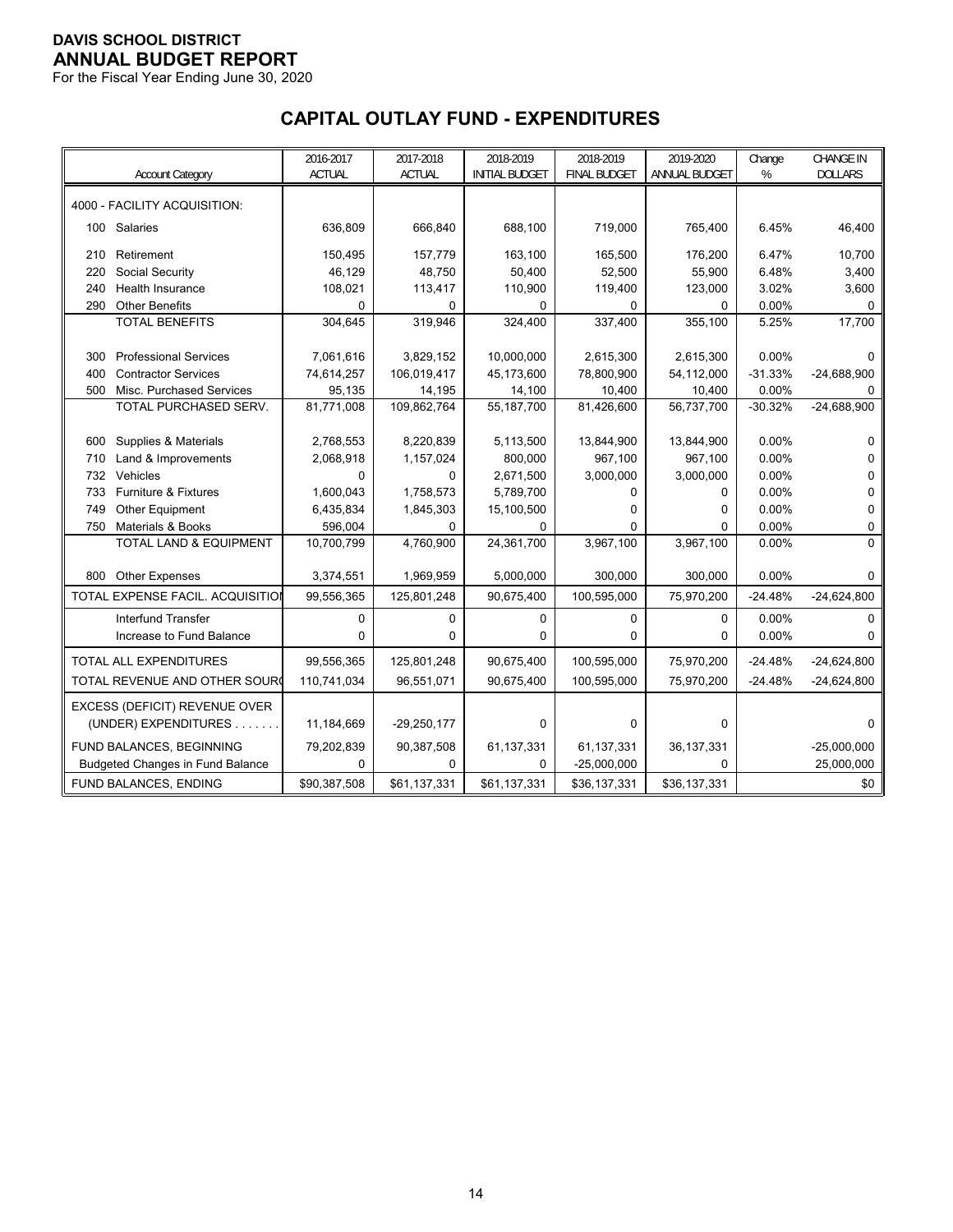**DAVIS SCHOOL DISTRICT**
**ANNUAL BUDGET REPORT**
For the Fiscal Year Ending June 30, 2020

## CAPITAL OUTLAY FUND - EXPENDITURES

| Account Category | 2016-2017 ACTUAL | 2017-2018 ACTUAL | 2018-2019 INITIAL BUDGET | 2018-2019 FINAL BUDGET | 2019-2020 ANNUAL BUDGET | Change % | CHANGE IN DOLLARS |
|---|---|---|---|---|---|---|---|
| 4000 - FACILITY ACQUISITION: | | | | | | | |
| 100 Salaries | 636,809 | 666,840 | 688,100 | 719,000 | 765,400 | 6.45% | 46,400 |
| 210 Retirement | 150,495 | 157,779 | 163,100 | 165,500 | 176,200 | 6.47% | 10,700 |
| 220 Social Security | 46,129 | 48,750 | 50,400 | 52,500 | 55,900 | 6.48% | 3,400 |
| 240 Health Insurance | 108,021 | 113,417 | 110,900 | 119,400 | 123,000 | 3.02% | 3,600 |
| 290 Other Benefits | 0 | 0 | 0 | 0 | 0 | 0.00% | 0 |
| TOTAL BENEFITS | 304,645 | 319,946 | 324,400 | 337,400 | 355,100 | 5.25% | 17,700 |
| 300 Professional Services | 7,061,616 | 3,829,152 | 10,000,000 | 2,615,300 | 2,615,300 | 0.00% | 0 |
| 400 Contractor Services | 74,614,257 | 106,019,417 | 45,173,600 | 78,800,900 | 54,112,000 | -31.33% | -24,688,900 |
| 500 Misc. Purchased Services | 95,135 | 14,195 | 14,100 | 10,400 | 10,400 | 0.00% | 0 |
| TOTAL PURCHASED SERV. | 81,771,008 | 109,862,764 | 55,187,700 | 81,426,600 | 56,737,700 | -30.32% | -24,688,900 |
| 600 Supplies & Materials | 2,768,553 | 8,220,839 | 5,113,500 | 13,844,900 | 13,844,900 | 0.00% | 0 |
| 710 Land & Improvements | 2,068,918 | 1,157,024 | 800,000 | 967,100 | 967,100 | 0.00% | 0 |
| 732 Vehicles | 0 | 0 | 2,671,500 | 3,000,000 | 3,000,000 | 0.00% | 0 |
| 733 Furniture & Fixtures | 1,600,043 | 1,758,573 | 5,789,700 | 0 | 0 | 0.00% | 0 |
| 749 Other Equipment | 6,435,834 | 1,845,303 | 15,100,500 | 0 | 0 | 0.00% | 0 |
| 750 Materials & Books | 596,004 | 0 | 0 | 0 | 0 | 0.00% | 0 |
| TOTAL LAND & EQUIPMENT | 10,700,799 | 4,760,900 | 24,361,700 | 3,967,100 | 3,967,100 | 0.00% | 0 |
| 800 Other Expenses | 3,374,551 | 1,969,959 | 5,000,000 | 300,000 | 300,000 | 0.00% | 0 |
| TOTAL EXPENSE FACIL. ACQUISITION | 99,556,365 | 125,801,248 | 90,675,400 | 100,595,000 | 75,970,200 | -24.48% | -24,624,800 |
| Interfund Transfer | 0 | 0 | 0 | 0 | 0 | 0.00% | 0 |
| Increase to Fund Balance | 0 | 0 | 0 | 0 | 0 | 0.00% | 0 |
| TOTAL ALL EXPENDITURES | 99,556,365 | 125,801,248 | 90,675,400 | 100,595,000 | 75,970,200 | -24.48% | -24,624,800 |
| TOTAL REVENUE AND OTHER SOURCES | 110,741,034 | 96,551,071 | 90,675,400 | 100,595,000 | 75,970,200 | -24.48% | -24,624,800 |
| EXCESS (DEFICIT) REVENUE OVER (UNDER) EXPENDITURES . . . . . . . | 11,184,669 | -29,250,177 | 0 | 0 | 0 | | 0 |
| FUND BALANCES, BEGINNING | 79,202,839 | 90,387,508 | 61,137,331 | 61,137,331 | 36,137,331 | | -25,000,000 |
| Budgeted Changes in Fund Balance | 0 | 0 | 0 | -25,000,000 | 0 | | 25,000,000 |
| FUND BALANCES, ENDING | $90,387,508 | $61,137,331 | $61,137,331 | $36,137,331 | $36,137,331 | | $0 |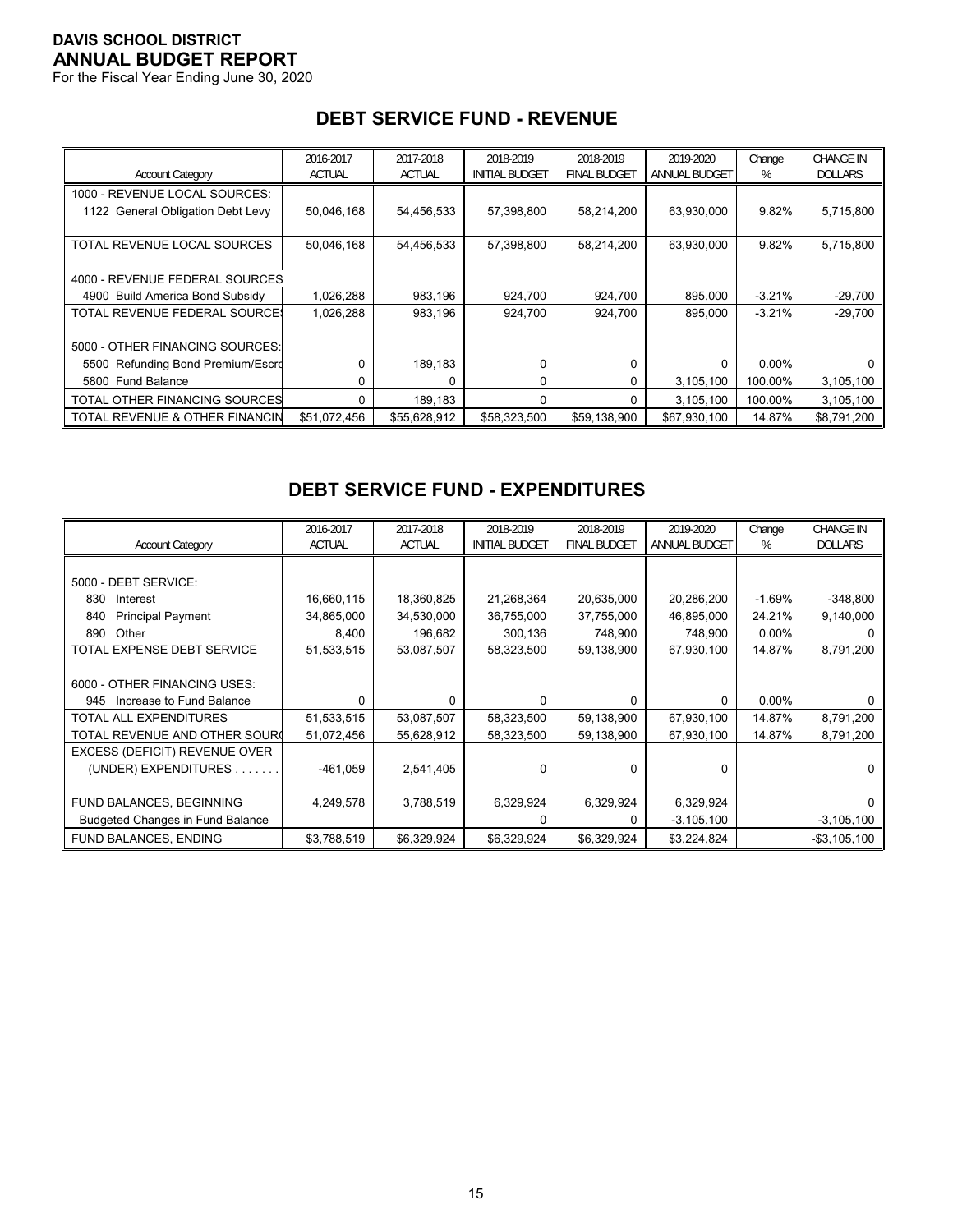**DAVIS SCHOOL DISTRICT**
**ANNUAL BUDGET REPORT**
For the Fiscal Year Ending June 30, 2020

## DEBT SERVICE FUND - REVENUE

| Account Category | 2016-2017 ACTUAL | 2017-2018 ACTUAL | 2018-2019 INITIAL BUDGET | 2018-2019 FINAL BUDGET | 2019-2020 ANNUAL BUDGET | Change % | CHANGE IN DOLLARS |
|---|---|---|---|---|---|---|---|
| 1000 - REVENUE LOCAL SOURCES: | | | | | | | |
| 1122 General Obligation Debt Levy | 50,046,168 | 54,456,533 | 57,398,800 | 58,214,200 | 63,930,000 | 9.82% | 5,715,800 |
| TOTAL REVENUE LOCAL SOURCES | 50,046,168 | 54,456,533 | 57,398,800 | 58,214,200 | 63,930,000 | 9.82% | 5,715,800 |
| 4000 - REVENUE FEDERAL SOURCES | | | | | | | |
| 4900 Build America Bond Subsidy | 1,026,288 | 983,196 | 924,700 | 924,700 | 895,000 | -3.21% | -29,700 |
| TOTAL REVENUE FEDERAL SOURCES | 1,026,288 | 983,196 | 924,700 | 924,700 | 895,000 | -3.21% | -29,700 |
| 5000 - OTHER FINANCING SOURCES: | | | | | | | |
| 5500 Refunding Bond Premium/Escro | 0 | 189,183 | 0 | 0 | 0 | 0.00% | 0 |
| 5800 Fund Balance | 0 | 0 | 0 | 0 | 3,105,100 | 100.00% | 3,105,100 |
| TOTAL OTHER FINANCING SOURCES | 0 | 189,183 | 0 | 0 | 3,105,100 | 100.00% | 3,105,100 |
| TOTAL REVENUE & OTHER FINANCIN | $51,072,456 | $55,628,912 | $58,323,500 | $59,138,900 | $67,930,100 | 14.87% | $8,791,200 |

## DEBT SERVICE FUND - EXPENDITURES

| Account Category | 2016-2017 ACTUAL | 2017-2018 ACTUAL | 2018-2019 INITIAL BUDGET | 2018-2019 FINAL BUDGET | 2019-2020 ANNUAL BUDGET | Change % | CHANGE IN DOLLARS |
|---|---|---|---|---|---|---|---|
| 5000 - DEBT SERVICE: | | | | | | | |
| 830 Interest | 16,660,115 | 18,360,825 | 21,268,364 | 20,635,000 | 20,286,200 | -1.69% | -348,800 |
| 840 Principal Payment | 34,865,000 | 34,530,000 | 36,755,000 | 37,755,000 | 46,895,000 | 24.21% | 9,140,000 |
| 890 Other | 8,400 | 196,682 | 300,136 | 748,900 | 748,900 | 0.00% | 0 |
| TOTAL EXPENSE DEBT SERVICE | 51,533,515 | 53,087,507 | 58,323,500 | 59,138,900 | 67,930,100 | 14.87% | 8,791,200 |
| 6000 - OTHER FINANCING USES: | | | | | | | |
| 945 Increase to Fund Balance | 0 | 0 | 0 | 0 | 0 | 0.00% | 0 |
| TOTAL ALL EXPENDITURES | 51,533,515 | 53,087,507 | 58,323,500 | 59,138,900 | 67,930,100 | 14.87% | 8,791,200 |
| TOTAL REVENUE AND OTHER SOURC | 51,072,456 | 55,628,912 | 58,323,500 | 59,138,900 | 67,930,100 | 14.87% | 8,791,200 |
| EXCESS (DEFICIT) REVENUE OVER (UNDER) EXPENDITURES . . . . . . . | -461,059 | 2,541,405 | 0 | 0 | 0 | | 0 |
| FUND BALANCES, BEGINNING | 4,249,578 | 3,788,519 | 6,329,924 | 6,329,924 | 6,329,924 | | 0 |
| Budgeted Changes in Fund Balance | | | 0 | 0 | -3,105,100 | | -3,105,100 |
| FUND BALANCES, ENDING | $3,788,519 | $6,329,924 | $6,329,924 | $6,329,924 | $3,224,824 | | -$3,105,100 |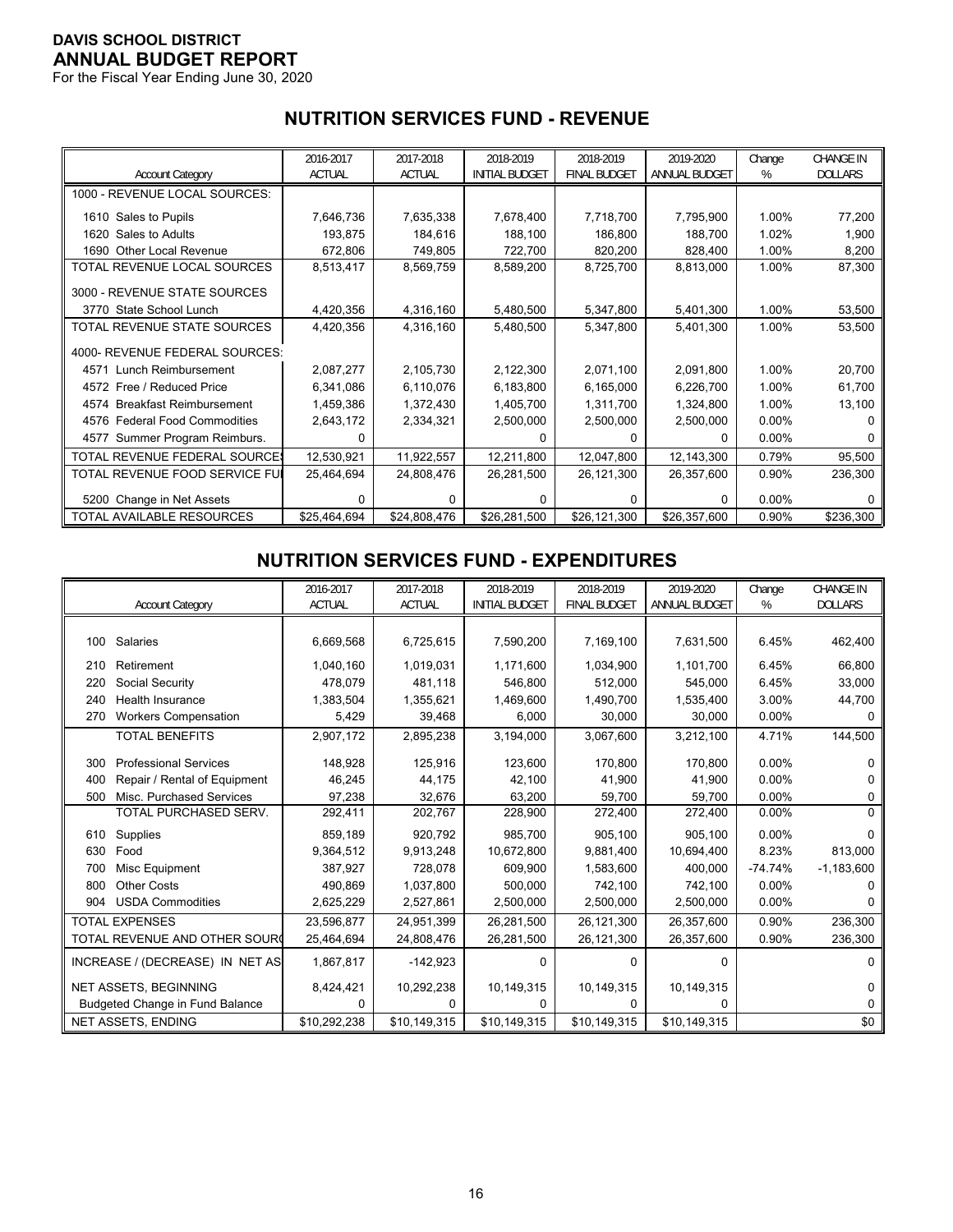**DAVIS SCHOOL DISTRICT**
**ANNUAL BUDGET REPORT**
For the Fiscal Year Ending June 30, 2020

## NUTRITION SERVICES FUND - REVENUE

| Account Category | 2016-2017 ACTUAL | 2017-2018 ACTUAL | 2018-2019 INITIAL BUDGET | 2018-2019 FINAL BUDGET | 2019-2020 ANNUAL BUDGET | Change % | CHANGE IN DOLLARS |
|---|---|---|---|---|---|---|---|
| 1000 - REVENUE LOCAL SOURCES: | | | | | | | |
| 1610 Sales to Pupils | 7,646,736 | 7,635,338 | 7,678,400 | 7,718,700 | 7,795,900 | 1.00% | 77,200 |
| 1620 Sales to Adults | 193,875 | 184,616 | 188,100 | 186,800 | 188,700 | 1.02% | 1,900 |
| 1690 Other Local Revenue | 672,806 | 749,805 | 722,700 | 820,200 | 828,400 | 1.00% | 8,200 |
| TOTAL REVENUE LOCAL SOURCES | 8,513,417 | 8,569,759 | 8,589,200 | 8,725,700 | 8,813,000 | 1.00% | 87,300 |
| 3000 - REVENUE STATE SOURCES | | | | | | | |
| 3770 State School Lunch | 4,420,356 | 4,316,160 | 5,480,500 | 5,347,800 | 5,401,300 | 1.00% | 53,500 |
| TOTAL REVENUE STATE SOURCES | 4,420,356 | 4,316,160 | 5,480,500 | 5,347,800 | 5,401,300 | 1.00% | 53,500 |
| 4000- REVENUE FEDERAL SOURCES: | | | | | | | |
| 4571 Lunch Reimbursement | 2,087,277 | 2,105,730 | 2,122,300 | 2,071,100 | 2,091,800 | 1.00% | 20,700 |
| 4572 Free / Reduced Price | 6,341,086 | 6,110,076 | 6,183,800 | 6,165,000 | 6,226,700 | 1.00% | 61,700 |
| 4574 Breakfast Reimbursement | 1,459,386 | 1,372,430 | 1,405,700 | 1,311,700 | 1,324,800 | 1.00% | 13,100 |
| 4576 Federal Food Commodities | 2,643,172 | 2,334,321 | 2,500,000 | 2,500,000 | 2,500,000 | 0.00% | 0 |
| 4577 Summer Program Reimburs. | 0 | | 0 | 0 | 0 | 0.00% | 0 |
| TOTAL REVENUE FEDERAL SOURCES | 12,530,921 | 11,922,557 | 12,211,800 | 12,047,800 | 12,143,300 | 0.79% | 95,500 |
| TOTAL REVENUE FOOD SERVICE FUND | 25,464,694 | 24,808,476 | 26,281,500 | 26,121,300 | 26,357,600 | 0.90% | 236,300 |
| 5200 Change in Net Assets | 0 | 0 | 0 | 0 | 0 | 0.00% | 0 |
| TOTAL AVAILABLE RESOURCES | $25,464,694 | $24,808,476 | $26,281,500 | $26,121,300 | $26,357,600 | 0.90% | $236,300 |

## NUTRITION SERVICES FUND - EXPENDITURES

| Account Category | 2016-2017 ACTUAL | 2017-2018 ACTUAL | 2018-2019 INITIAL BUDGET | 2018-2019 FINAL BUDGET | 2019-2020 ANNUAL BUDGET | Change % | CHANGE IN DOLLARS |
|---|---|---|---|---|---|---|---|
| 100 Salaries | 6,669,568 | 6,725,615 | 7,590,200 | 7,169,100 | 7,631,500 | 6.45% | 462,400 |
| 210 Retirement | 1,040,160 | 1,019,031 | 1,171,600 | 1,034,900 | 1,101,700 | 6.45% | 66,800 |
| 220 Social Security | 478,079 | 481,118 | 546,800 | 512,000 | 545,000 | 6.45% | 33,000 |
| 240 Health Insurance | 1,383,504 | 1,355,621 | 1,469,600 | 1,490,700 | 1,535,400 | 3.00% | 44,700 |
| 270 Workers Compensation | 5,429 | 39,468 | 6,000 | 30,000 | 30,000 | 0.00% | 0 |
| TOTAL BENEFITS | 2,907,172 | 2,895,238 | 3,194,000 | 3,067,600 | 3,212,100 | 4.71% | 144,500 |
| 300 Professional Services | 148,928 | 125,916 | 123,600 | 170,800 | 170,800 | 0.00% | 0 |
| 400 Repair / Rental of Equipment | 46,245 | 44,175 | 42,100 | 41,900 | 41,900 | 0.00% | 0 |
| 500 Misc. Purchased Services | 97,238 | 32,676 | 63,200 | 59,700 | 59,700 | 0.00% | 0 |
| TOTAL PURCHASED SERV. | 292,411 | 202,767 | 228,900 | 272,400 | 272,400 | 0.00% | 0 |
| 610 Supplies | 859,189 | 920,792 | 985,700 | 905,100 | 905,100 | 0.00% | 0 |
| 630 Food | 9,364,512 | 9,913,248 | 10,672,800 | 9,881,400 | 10,694,400 | 8.23% | 813,000 |
| 700 Misc Equipment | 387,927 | 728,078 | 609,900 | 1,583,600 | 400,000 | -74.74% | -1,183,600 |
| 800 Other Costs | 490,869 | 1,037,800 | 500,000 | 742,100 | 742,100 | 0.00% | 0 |
| 904 USDA Commodities | 2,625,229 | 2,527,861 | 2,500,000 | 2,500,000 | 2,500,000 | 0.00% | 0 |
| TOTAL EXPENSES | 23,596,877 | 24,951,399 | 26,281,500 | 26,121,300 | 26,357,600 | 0.90% | 236,300 |
| TOTAL REVENUE AND OTHER SOURCES | 25,464,694 | 24,808,476 | 26,281,500 | 26,121,300 | 26,357,600 | 0.90% | 236,300 |
| INCREASE / (DECREASE) IN NET ASSETS | 1,867,817 | -142,923 | 0 | 0 | 0 | | 0 |
| NET ASSETS, BEGINNING | 8,424,421 | 10,292,238 | 10,149,315 | 10,149,315 | 10,149,315 | | 0 |
| Budgeted Change in Fund Balance | 0 | 0 | 0 | 0 | 0 | | 0 |
| NET ASSETS, ENDING | $10,292,238 | $10,149,315 | $10,149,315 | $10,149,315 | $10,149,315 | | $0 |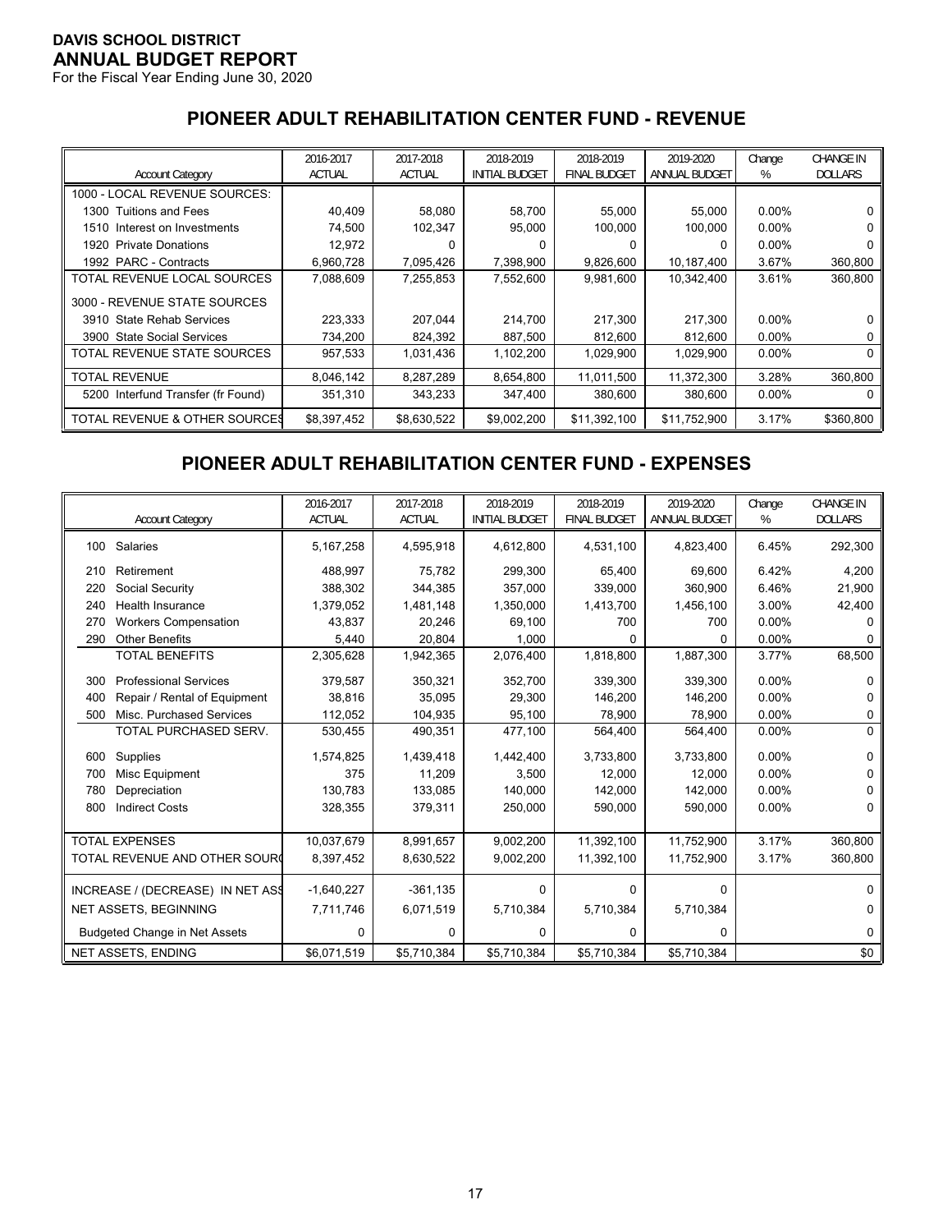**DAVIS SCHOOL DISTRICT**
**ANNUAL BUDGET REPORT**
For the Fiscal Year Ending June 30, 2020

## PIONEER ADULT REHABILITATION CENTER FUND - REVENUE

| Account Category | 2016-2017 ACTUAL | 2017-2018 ACTUAL | 2018-2019 INITIAL BUDGET | 2018-2019 FINAL BUDGET | 2019-2020 ANNUAL BUDGET | Change % | CHANGE IN DOLLARS |
|---|---|---|---|---|---|---|---|
| 1000 - LOCAL REVENUE SOURCES: | | | | | | | |
| 1300 Tuitions and Fees | 40,409 | 58,080 | 58,700 | 55,000 | 55,000 | 0.00% | 0 |
| 1510 Interest on Investments | 74,500 | 102,347 | 95,000 | 100,000 | 100,000 | 0.00% | 0 |
| 1920 Private Donations | 12,972 | 0 | 0 | 0 | 0 | 0.00% | 0 |
| 1992 PARC - Contracts | 6,960,728 | 7,095,426 | 7,398,900 | 9,826,600 | 10,187,400 | 3.67% | 360,800 |
| TOTAL REVENUE LOCAL SOURCES | 7,088,609 | 7,255,853 | 7,552,600 | 9,981,600 | 10,342,400 | 3.61% | 360,800 |
| 3000 - REVENUE STATE SOURCES | | | | | | | |
| 3910 State Rehab Services | 223,333 | 207,044 | 214,700 | 217,300 | 217,300 | 0.00% | 0 |
| 3900 State Social Services | 734,200 | 824,392 | 887,500 | 812,600 | 812,600 | 0.00% | 0 |
| TOTAL REVENUE STATE SOURCES | 957,533 | 1,031,436 | 1,102,200 | 1,029,900 | 1,029,900 | 0.00% | 0 |
| TOTAL REVENUE | 8,046,142 | 8,287,289 | 8,654,800 | 11,011,500 | 11,372,300 | 3.28% | 360,800 |
| 5200 Interfund Transfer (fr Found) | 351,310 | 343,233 | 347,400 | 380,600 | 380,600 | 0.00% | 0 |
| TOTAL REVENUE & OTHER SOURCES | $8,397,452 | $8,630,522 | $9,002,200 | $11,392,100 | $11,752,900 | 3.17% | $360,800 |

## PIONEER ADULT REHABILITATION CENTER FUND - EXPENSES

| Account Category | 2016-2017 ACTUAL | 2017-2018 ACTUAL | 2018-2019 INITIAL BUDGET | 2018-2019 FINAL BUDGET | 2019-2020 ANNUAL BUDGET | Change % | CHANGE IN DOLLARS |
|---|---|---|---|---|---|---|---|
| 100 Salaries | 5,167,258 | 4,595,918 | 4,612,800 | 4,531,100 | 4,823,400 | 6.45% | 292,300 |
| 210 Retirement | 488,997 | 75,782 | 299,300 | 65,400 | 69,600 | 6.42% | 4,200 |
| 220 Social Security | 388,302 | 344,385 | 357,000 | 339,000 | 360,900 | 6.46% | 21,900 |
| 240 Health Insurance | 1,379,052 | 1,481,148 | 1,350,000 | 1,413,700 | 1,456,100 | 3.00% | 42,400 |
| 270 Workers Compensation | 43,837 | 20,246 | 69,100 | 700 | 700 | 0.00% | 0 |
| 290 Other Benefits | 5,440 | 20,804 | 1,000 | 0 | 0 | 0.00% | 0 |
| TOTAL BENEFITS | 2,305,628 | 1,942,365 | 2,076,400 | 1,818,800 | 1,887,300 | 3.77% | 68,500 |
| 300 Professional Services | 379,587 | 350,321 | 352,700 | 339,300 | 339,300 | 0.00% | 0 |
| 400 Repair / Rental of Equipment | 38,816 | 35,095 | 29,300 | 146,200 | 146,200 | 0.00% | 0 |
| 500 Misc. Purchased Services | 112,052 | 104,935 | 95,100 | 78,900 | 78,900 | 0.00% | 0 |
| TOTAL PURCHASED SERV. | 530,455 | 490,351 | 477,100 | 564,400 | 564,400 | 0.00% | 0 |
| 600 Supplies | 1,574,825 | 1,439,418 | 1,442,400 | 3,733,800 | 3,733,800 | 0.00% | 0 |
| 700 Misc Equipment | 375 | 11,209 | 3,500 | 12,000 | 12,000 | 0.00% | 0 |
| 780 Depreciation | 130,783 | 133,085 | 140,000 | 142,000 | 142,000 | 0.00% | 0 |
| 800 Indirect Costs | 328,355 | 379,311 | 250,000 | 590,000 | 590,000 | 0.00% | 0 |
| TOTAL EXPENSES | 10,037,679 | 8,991,657 | 9,002,200 | 11,392,100 | 11,752,900 | 3.17% | 360,800 |
| TOTAL REVENUE AND OTHER SOURCES | 8,397,452 | 8,630,522 | 9,002,200 | 11,392,100 | 11,752,900 | 3.17% | 360,800 |
| INCREASE / (DECREASE) IN NET ASSETS | -1,640,227 | -361,135 | 0 | 0 | 0 | | 0 |
| NET ASSETS, BEGINNING | 7,711,746 | 6,071,519 | 5,710,384 | 5,710,384 | 5,710,384 | | 0 |
| Budgeted Change in Net Assets | 0 | 0 | 0 | 0 | 0 | | 0 |
| NET ASSETS, ENDING | $6,071,519 | $5,710,384 | $5,710,384 | $5,710,384 | $5,710,384 | | $0 |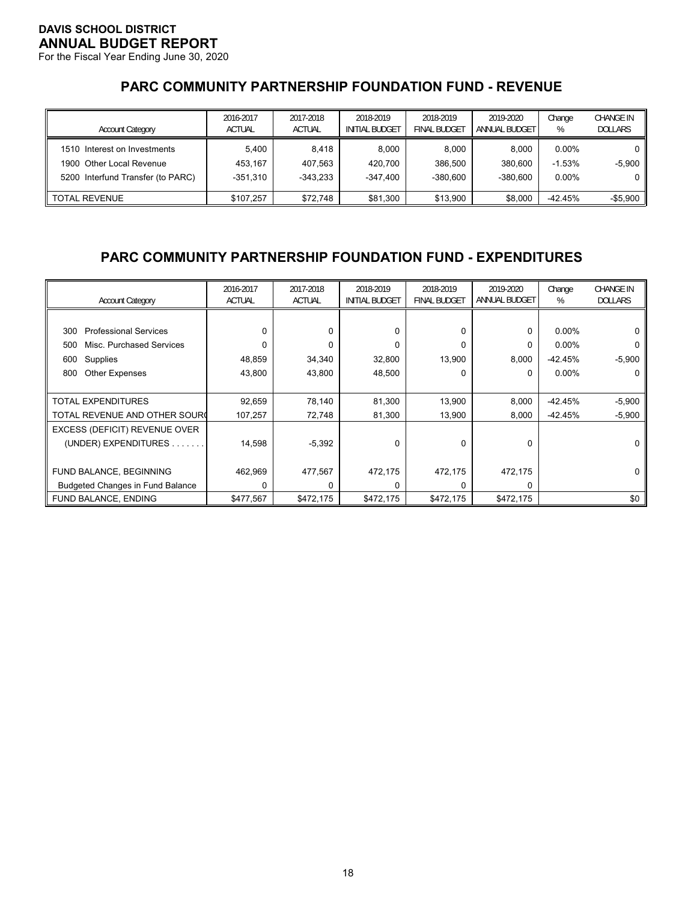**DAVIS SCHOOL DISTRICT**
**ANNUAL BUDGET REPORT**
For the Fiscal Year Ending June 30, 2020

## PARC COMMUNITY PARTNERSHIP FOUNDATION FUND - REVENUE

| Account Category | 2016-2017 ACTUAL | 2017-2018 ACTUAL | 2018-2019 INITIAL BUDGET | 2018-2019 FINAL BUDGET | 2019-2020 ANNUAL BUDGET | Change % | CHANGE IN DOLLARS |
|---|---|---|---|---|---|---|---|
| 1510 Interest on Investments | 5,400 | 8,418 | 8,000 | 8,000 | 8,000 | 0.00% | 0 |
| 1900 Other Local Revenue | 453,167 | 407,563 | 420,700 | 386,500 | 380,600 | -1.53% | -5,900 |
| 5200 Interfund Transfer (to PARC) | -351,310 | -343,233 | -347,400 | -380,600 | -380,600 | 0.00% | 0 |
| TOTAL REVENUE | $107,257 | $72,748 | $81,300 | $13,900 | $8,000 | -42.45% | -$5,900 |

## PARC COMMUNITY PARTNERSHIP FOUNDATION FUND - EXPENDITURES

| Account Category | 2016-2017 ACTUAL | 2017-2018 ACTUAL | 2018-2019 INITIAL BUDGET | 2018-2019 FINAL BUDGET | 2019-2020 ANNUAL BUDGET | Change % | CHANGE IN DOLLARS |
|---|---|---|---|---|---|---|---|
| 300 Professional Services | 0 | 0 | 0 | 0 | 0 | 0.00% | 0 |
| 500 Misc. Purchased Services | 0 | 0 | 0 | 0 | 0 | 0.00% | 0 |
| 600 Supplies | 48,859 | 34,340 | 32,800 | 13,900 | 8,000 | -42.45% | -5,900 |
| 800 Other Expenses | 43,800 | 43,800 | 48,500 | 0 | 0 | 0.00% | 0 |
| TOTAL EXPENDITURES | 92,659 | 78,140 | 81,300 | 13,900 | 8,000 | -42.45% | -5,900 |
| TOTAL REVENUE AND OTHER SOURC | 107,257 | 72,748 | 81,300 | 13,900 | 8,000 | -42.45% | -5,900 |
| EXCESS (DEFICIT) REVENUE OVER (UNDER) EXPENDITURES . . . . . . . | 14,598 | -5,392 | 0 | 0 | 0 | | 0 |
| FUND BALANCE, BEGINNING | 462,969 | 477,567 | 472,175 | 472,175 | 472,175 | | 0 |
| Budgeted Changes in Fund Balance | 0 | 0 | 0 | 0 | 0 | | |
| FUND BALANCE, ENDING | $477,567 | $472,175 | $472,175 | $472,175 | $472,175 | | $0 |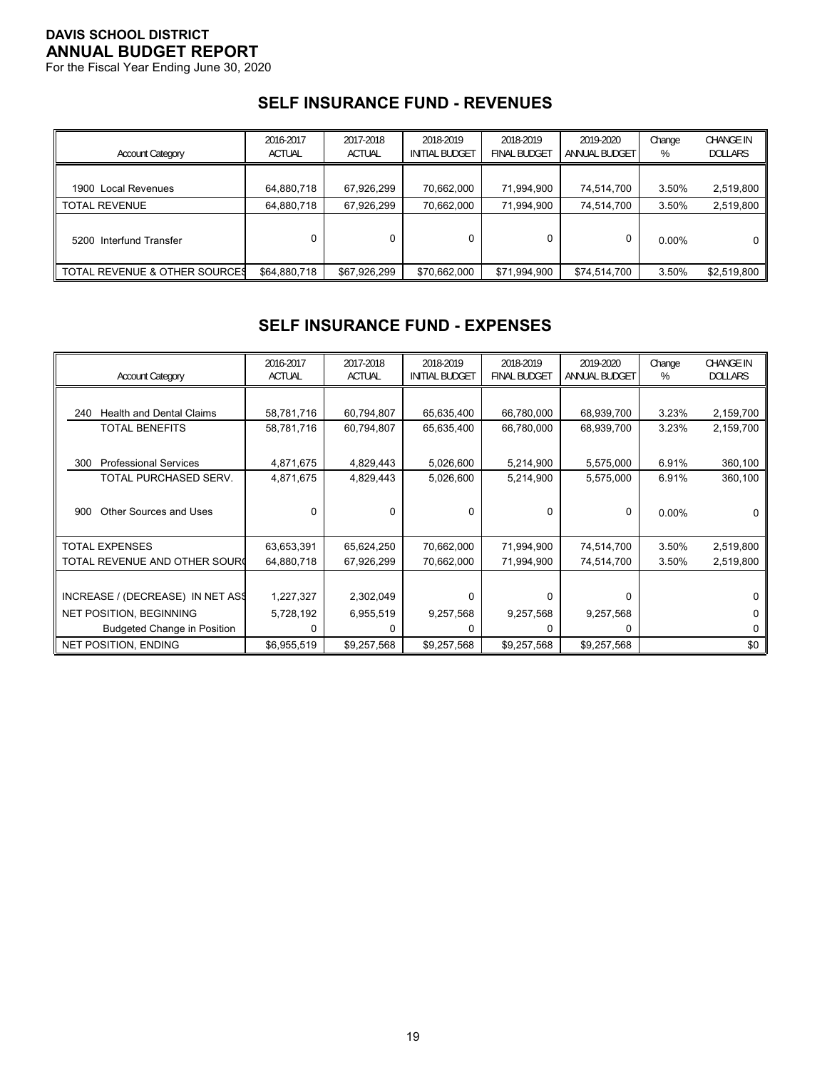**DAVIS SCHOOL DISTRICT**
**ANNUAL BUDGET REPORT**
For the Fiscal Year Ending June 30, 2020

## SELF INSURANCE FUND - REVENUES

| Account Category | 2016-2017 ACTUAL | 2017-2018 ACTUAL | 2018-2019 INITIAL BUDGET | 2018-2019 FINAL BUDGET | 2019-2020 ANNUAL BUDGET | Change % | CHANGE IN DOLLARS |
|---|---|---|---|---|---|---|---|
| 1900 Local Revenues | 64,880,718 | 67,926,299 | 70,662,000 | 71,994,900 | 74,514,700 | 3.50% | 2,519,800 |
| TOTAL REVENUE | 64,880,718 | 67,926,299 | 70,662,000 | 71,994,900 | 74,514,700 | 3.50% | 2,519,800 |
| 5200 Interfund Transfer | 0 | 0 | 0 | 0 | 0 | 0.00% | 0 |
| TOTAL REVENUE & OTHER SOURCES | $64,880,718 | $67,926,299 | $70,662,000 | $71,994,900 | $74,514,700 | 3.50% | $2,519,800 |

## SELF INSURANCE FUND - EXPENSES

| Account Category | 2016-2017 ACTUAL | 2017-2018 ACTUAL | 2018-2019 INITIAL BUDGET | 2018-2019 FINAL BUDGET | 2019-2020 ANNUAL BUDGET | Change % | CHANGE IN DOLLARS |
|---|---|---|---|---|---|---|---|
| 240 Health and Dental Claims | 58,781,716 | 60,794,807 | 65,635,400 | 66,780,000 | 68,939,700 | 3.23% | 2,159,700 |
| TOTAL BENEFITS | 58,781,716 | 60,794,807 | 65,635,400 | 66,780,000 | 68,939,700 | 3.23% | 2,159,700 |
| 300 Professional Services | 4,871,675 | 4,829,443 | 5,026,600 | 5,214,900 | 5,575,000 | 6.91% | 360,100 |
| TOTAL PURCHASED SERV. | 4,871,675 | 4,829,443 | 5,026,600 | 5,214,900 | 5,575,000 | 6.91% | 360,100 |
| 900 Other Sources and Uses | 0 | 0 | 0 | 0 | 0 | 0.00% | 0 |
| TOTAL EXPENSES | 63,653,391 | 65,624,250 | 70,662,000 | 71,994,900 | 74,514,700 | 3.50% | 2,519,800 |
| TOTAL REVENUE AND OTHER SOURCES | 64,880,718 | 67,926,299 | 70,662,000 | 71,994,900 | 74,514,700 | 3.50% | 2,519,800 |
| INCREASE / (DECREASE) IN NET ASSETS | 1,227,327 | 2,302,049 | 0 | 0 | 0 | | 0 |
| NET POSITION, BEGINNING | 5,728,192 | 6,955,519 | 9,257,568 | 9,257,568 | 9,257,568 | | 0 |
| Budgeted Change in Position | 0 | 0 | 0 | 0 | 0 | | 0 |
| NET POSITION, ENDING | $6,955,519 | $9,257,568 | $9,257,568 | $9,257,568 | $9,257,568 | | $0 |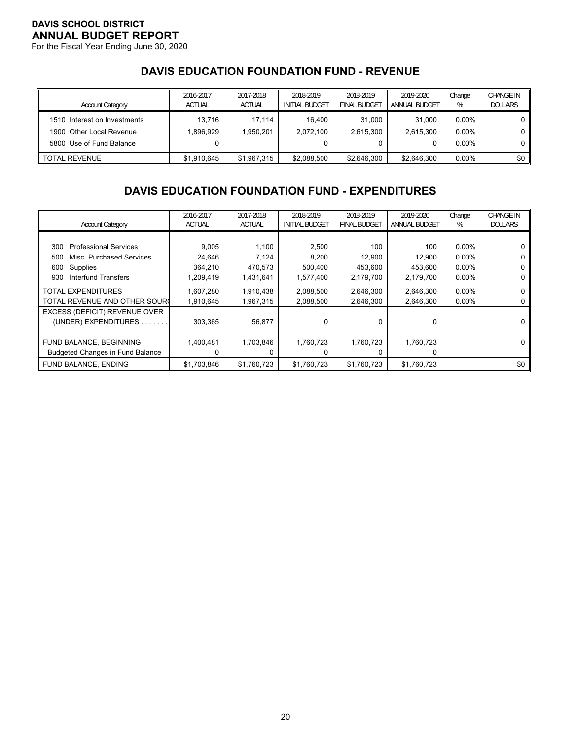**DAVIS SCHOOL DISTRICT**
**ANNUAL BUDGET REPORT**
For the Fiscal Year Ending June 30, 2020

## DAVIS EDUCATION FOUNDATION FUND - REVENUE

| Account Category | 2016-2017 ACTUAL | 2017-2018 ACTUAL | 2018-2019 INITIAL BUDGET | 2018-2019 FINAL BUDGET | 2019-2020 ANNUAL BUDGET | Change % | CHANGE IN DOLLARS |
|---|---|---|---|---|---|---|---|
| 1510 Interest on Investments | 13,716 | 17,114 | 16,400 | 31,000 | 31,000 | 0.00% | 0 |
| 1900 Other Local Revenue | 1,896,929 | 1,950,201 | 2,072,100 | 2,615,300 | 2,615,300 | 0.00% | 0 |
| 5800 Use of Fund Balance | 0 | | 0 | 0 | 0 | 0.00% | 0 |
| TOTAL REVENUE | $1,910,645 | $1,967,315 | $2,088,500 | $2,646,300 | $2,646,300 | 0.00% | $0 |

## DAVIS EDUCATION FOUNDATION FUND - EXPENDITURES

| Account Category | 2016-2017 ACTUAL | 2017-2018 ACTUAL | 2018-2019 INITIAL BUDGET | 2018-2019 FINAL BUDGET | 2019-2020 ANNUAL BUDGET | Change % | CHANGE IN DOLLARS |
|---|---|---|---|---|---|---|---|
| 300 Professional Services | 9,005 | 1,100 | 2,500 | 100 | 100 | 0.00% | 0 |
| 500 Misc. Purchased Services | 24,646 | 7,124 | 8,200 | 12,900 | 12,900 | 0.00% | 0 |
| 600 Supplies | 364,210 | 470,573 | 500,400 | 453,600 | 453,600 | 0.00% | 0 |
| 930 Interfund Transfers | 1,209,419 | 1,431,641 | 1,577,400 | 2,179,700 | 2,179,700 | 0.00% | 0 |
| TOTAL EXPENDITURES | 1,607,280 | 1,910,438 | 2,088,500 | 2,646,300 | 2,646,300 | 0.00% | 0 |
| TOTAL REVENUE AND OTHER SOURC | 1,910,645 | 1,967,315 | 2,088,500 | 2,646,300 | 2,646,300 | 0.00% | 0 |
| EXCESS (DEFICIT) REVENUE OVER (UNDER) EXPENDITURES . . . . . . . | 303,365 | 56,877 | 0 | 0 | 0 | | 0 |
| FUND BALANCE, BEGINNING | 1,400,481 | 1,703,846 | 1,760,723 | 1,760,723 | 1,760,723 | | 0 |
| Budgeted Changes in Fund Balance | 0 | 0 | 0 | 0 | 0 | | |
| FUND BALANCE, ENDING | $1,703,846 | $1,760,723 | $1,760,723 | $1,760,723 | $1,760,723 | | $0 |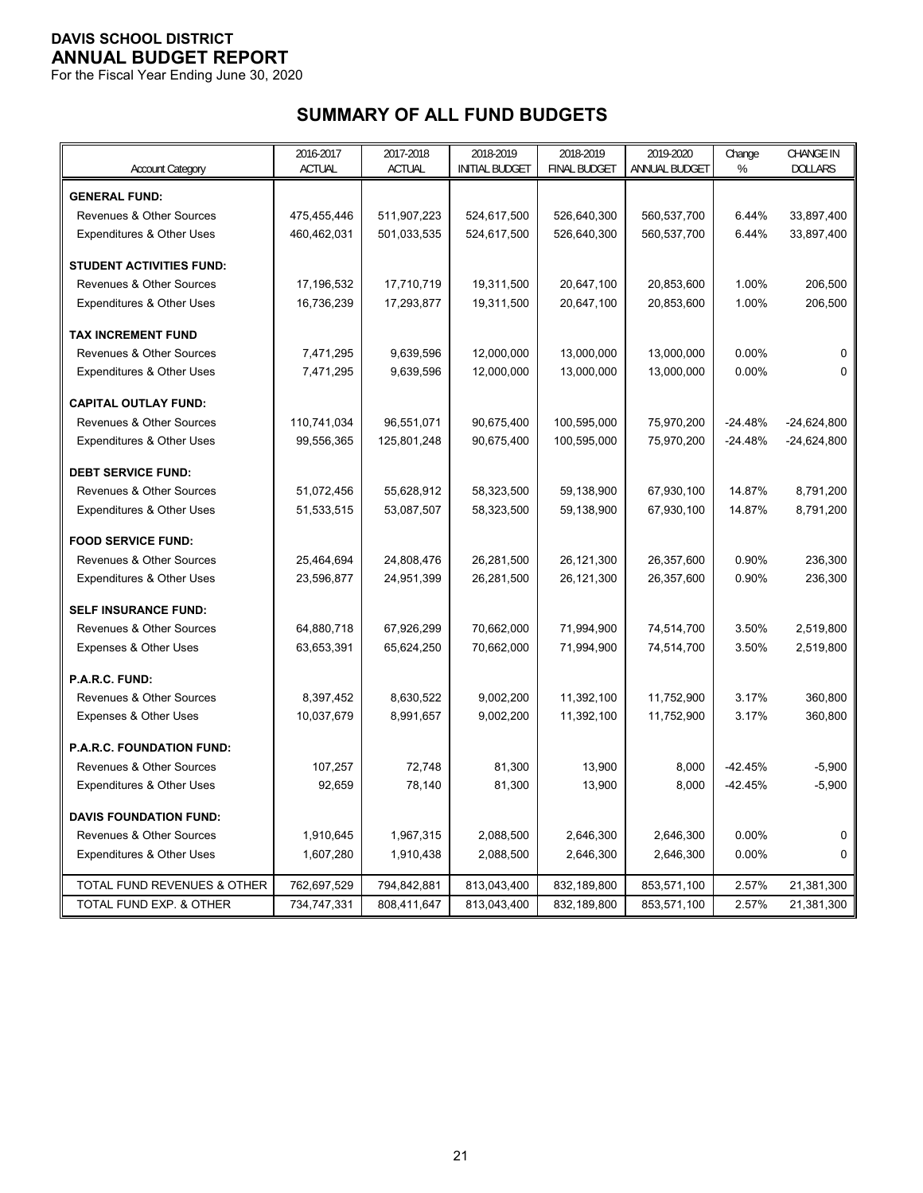**DAVIS SCHOOL DISTRICT**
**ANNUAL BUDGET REPORT**
For the Fiscal Year Ending June 30, 2020

## SUMMARY OF ALL FUND BUDGETS

| Account Category | 2016-2017 ACTUAL | 2017-2018 ACTUAL | 2018-2019 INITIAL BUDGET | 2018-2019 FINAL BUDGET | 2019-2020 ANNUAL BUDGET | Change % | CHANGE IN DOLLARS |
|---|---|---|---|---|---|---|---|
| **GENERAL FUND:** | | | | | | | |
| Revenues & Other Sources | 475,455,446 | 511,907,223 | 524,617,500 | 526,640,300 | 560,537,700 | 6.44% | 33,897,400 |
| Expenditures & Other Uses | 460,462,031 | 501,033,535 | 524,617,500 | 526,640,300 | 560,537,700 | 6.44% | 33,897,400 |
| **STUDENT ACTIVITIES FUND:** | | | | | | | |
| Revenues & Other Sources | 17,196,532 | 17,710,719 | 19,311,500 | 20,647,100 | 20,853,600 | 1.00% | 206,500 |
| Expenditures & Other Uses | 16,736,239 | 17,293,877 | 19,311,500 | 20,647,100 | 20,853,600 | 1.00% | 206,500 |
| **TAX INCREMENT FUND** | | | | | | | |
| Revenues & Other Sources | 7,471,295 | 9,639,596 | 12,000,000 | 13,000,000 | 13,000,000 | 0.00% | 0 |
| Expenditures & Other Uses | 7,471,295 | 9,639,596 | 12,000,000 | 13,000,000 | 13,000,000 | 0.00% | 0 |
| **CAPITAL OUTLAY FUND:** | | | | | | | |
| Revenues & Other Sources | 110,741,034 | 96,551,071 | 90,675,400 | 100,595,000 | 75,970,200 | -24.48% | -24,624,800 |
| Expenditures & Other Uses | 99,556,365 | 125,801,248 | 90,675,400 | 100,595,000 | 75,970,200 | -24.48% | -24,624,800 |
| **DEBT SERVICE FUND:** | | | | | | | |
| Revenues & Other Sources | 51,072,456 | 55,628,912 | 58,323,500 | 59,138,900 | 67,930,100 | 14.87% | 8,791,200 |
| Expenditures & Other Uses | 51,533,515 | 53,087,507 | 58,323,500 | 59,138,900 | 67,930,100 | 14.87% | 8,791,200 |
| **FOOD SERVICE FUND:** | | | | | | | |
| Revenues & Other Sources | 25,464,694 | 24,808,476 | 26,281,500 | 26,121,300 | 26,357,600 | 0.90% | 236,300 |
| Expenditures & Other Uses | 23,596,877 | 24,951,399 | 26,281,500 | 26,121,300 | 26,357,600 | 0.90% | 236,300 |
| **SELF INSURANCE FUND:** | | | | | | | |
| Revenues & Other Sources | 64,880,718 | 67,926,299 | 70,662,000 | 71,994,900 | 74,514,700 | 3.50% | 2,519,800 |
| Expenses & Other Uses | 63,653,391 | 65,624,250 | 70,662,000 | 71,994,900 | 74,514,700 | 3.50% | 2,519,800 |
| **P.A.R.C. FUND:** | | | | | | | |
| Revenues & Other Sources | 8,397,452 | 8,630,522 | 9,002,200 | 11,392,100 | 11,752,900 | 3.17% | 360,800 |
| Expenses & Other Uses | 10,037,679 | 8,991,657 | 9,002,200 | 11,392,100 | 11,752,900 | 3.17% | 360,800 |
| **P.A.R.C. FOUNDATION FUND:** | | | | | | | |
| Revenues & Other Sources | 107,257 | 72,748 | 81,300 | 13,900 | 8,000 | -42.45% | -5,900 |
| Expenditures & Other Uses | 92,659 | 78,140 | 81,300 | 13,900 | 8,000 | -42.45% | -5,900 |
| **DAVIS FOUNDATION FUND:** | | | | | | | |
| Revenues & Other Sources | 1,910,645 | 1,967,315 | 2,088,500 | 2,646,300 | 2,646,300 | 0.00% | 0 |
| Expenditures & Other Uses | 1,607,280 | 1,910,438 | 2,088,500 | 2,646,300 | 2,646,300 | 0.00% | 0 |
| TOTAL FUND REVENUES & OTHER | 762,697,529 | 794,842,881 | 813,043,400 | 832,189,800 | 853,571,100 | 2.57% | 21,381,300 |
| TOTAL FUND EXP. & OTHER | 734,747,331 | 808,411,647 | 813,043,400 | 832,189,800 | 853,571,100 | 2.57% | 21,381,300 |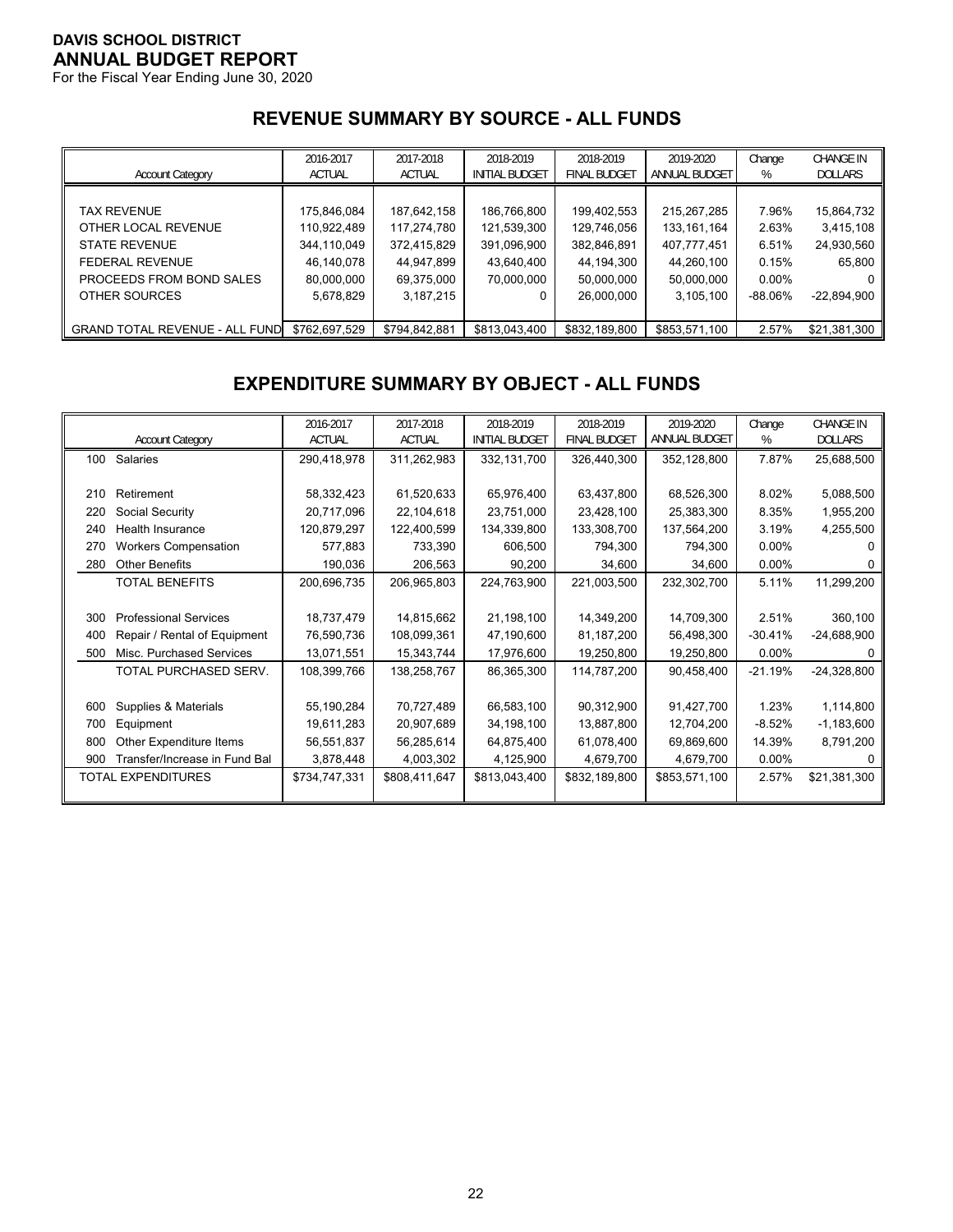**DAVIS SCHOOL DISTRICT**
**ANNUAL BUDGET REPORT**
For the Fiscal Year Ending June 30, 2020

## REVENUE SUMMARY BY SOURCE - ALL FUNDS

| Account Category | 2016-2017 ACTUAL | 2017-2018 ACTUAL | 2018-2019 INITIAL BUDGET | 2018-2019 FINAL BUDGET | 2019-2020 ANNUAL BUDGET | Change % | CHANGE IN DOLLARS |
|---|---|---|---|---|---|---|---|
| TAX REVENUE | 175,846,084 | 187,642,158 | 186,766,800 | 199,402,553 | 215,267,285 | 7.96% | 15,864,732 |
| OTHER LOCAL REVENUE | 110,922,489 | 117,274,780 | 121,539,300 | 129,746,056 | 133,161,164 | 2.63% | 3,415,108 |
| STATE REVENUE | 344,110,049 | 372,415,829 | 391,096,900 | 382,846,891 | 407,777,451 | 6.51% | 24,930,560 |
| FEDERAL REVENUE | 46,140,078 | 44,947,899 | 43,640,400 | 44,194,300 | 44,260,100 | 0.15% | 65,800 |
| PROCEEDS FROM BOND SALES | 80,000,000 | 69,375,000 | 70,000,000 | 50,000,000 | 50,000,000 | 0.00% | 0 |
| OTHER SOURCES | 5,678,829 | 3,187,215 | 0 | 26,000,000 | 3,105,100 | -88.06% | -22,894,900 |
| GRAND TOTAL REVENUE - ALL FUND | $762,697,529 | $794,842,881 | $813,043,400 | $832,189,800 | $853,571,100 | 2.57% | $21,381,300 |

## EXPENDITURE SUMMARY BY OBJECT - ALL FUNDS

| | Account Category | 2016-2017 ACTUAL | 2017-2018 ACTUAL | 2018-2019 INITIAL BUDGET | 2018-2019 FINAL BUDGET | 2019-2020 ANNUAL BUDGET | Change % | CHANGE IN DOLLARS |
|---|---|---|---|---|---|---|---|---|
| 100 | Salaries | 290,418,978 | 311,262,983 | 332,131,700 | 326,440,300 | 352,128,800 | 7.87% | 25,688,500 |
| 210 | Retirement | 58,332,423 | 61,520,633 | 65,976,400 | 63,437,800 | 68,526,300 | 8.02% | 5,088,500 |
| 220 | Social Security | 20,717,096 | 22,104,618 | 23,751,000 | 23,428,100 | 25,383,300 | 8.35% | 1,955,200 |
| 240 | Health Insurance | 120,879,297 | 122,400,599 | 134,339,800 | 133,308,700 | 137,564,200 | 3.19% | 4,255,500 |
| 270 | Workers Compensation | 577,883 | 733,390 | 606,500 | 794,300 | 794,300 | 0.00% | 0 |
| 280 | Other Benefits | 190,036 | 206,563 | 90,200 | 34,600 | 34,600 | 0.00% | 0 |
| | TOTAL BENEFITS | 200,696,735 | 206,965,803 | 224,763,900 | 221,003,500 | 232,302,700 | 5.11% | 11,299,200 |
| 300 | Professional Services | 18,737,479 | 14,815,662 | 21,198,100 | 14,349,200 | 14,709,300 | 2.51% | 360,100 |
| 400 | Repair / Rental of Equipment | 76,590,736 | 108,099,361 | 47,190,600 | 81,187,200 | 56,498,300 | -30.41% | -24,688,900 |
| 500 | Misc. Purchased Services | 13,071,551 | 15,343,744 | 17,976,600 | 19,250,800 | 19,250,800 | 0.00% | 0 |
| | TOTAL PURCHASED SERV. | 108,399,766 | 138,258,767 | 86,365,300 | 114,787,200 | 90,458,400 | -21.19% | -24,328,800 |
| 600 | Supplies & Materials | 55,190,284 | 70,727,489 | 66,583,100 | 90,312,900 | 91,427,700 | 1.23% | 1,114,800 |
| 700 | Equipment | 19,611,283 | 20,907,689 | 34,198,100 | 13,887,800 | 12,704,200 | -8.52% | -1,183,600 |
| 800 | Other Expenditure Items | 56,551,837 | 56,285,614 | 64,875,400 | 61,078,400 | 69,869,600 | 14.39% | 8,791,200 |
| 900 | Transfer/Increase in Fund Bal | 3,878,448 | 4,003,302 | 4,125,900 | 4,679,700 | 4,679,700 | 0.00% | 0 |
| | TOTAL EXPENDITURES | $734,747,331 | $808,411,647 | $813,043,400 | $832,189,800 | $853,571,100 | 2.57% | $21,381,300 |